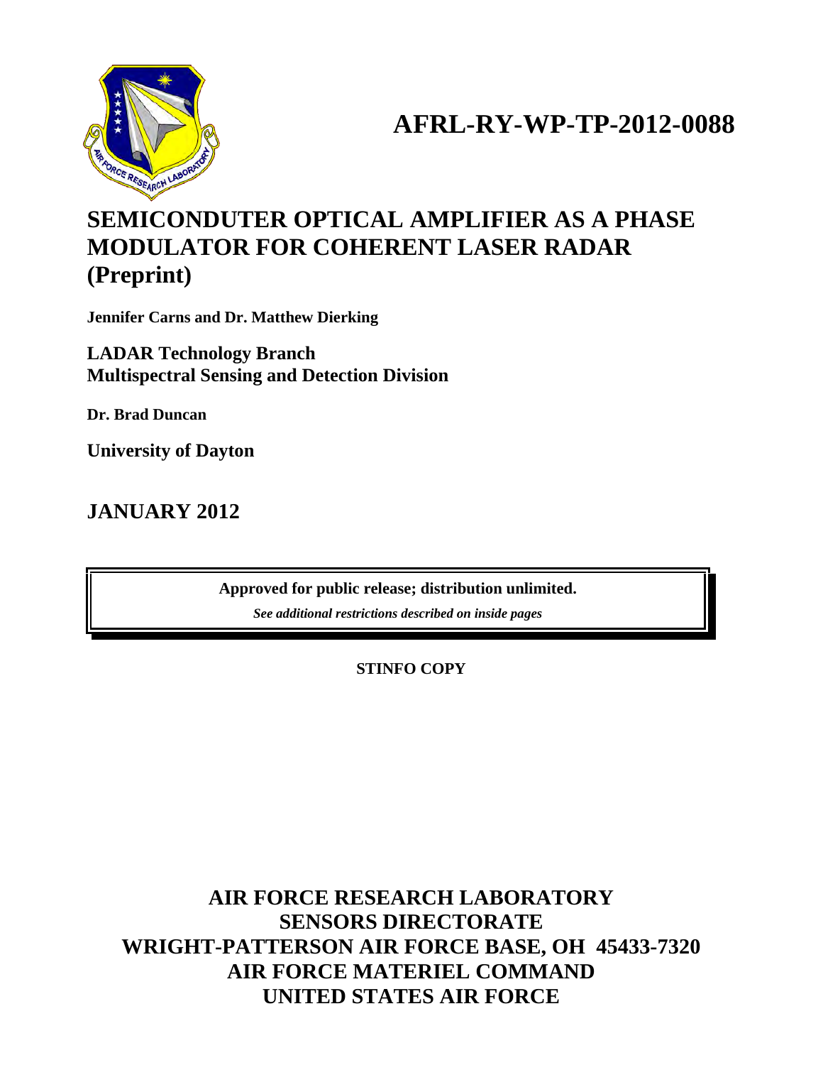# AFRL-RY-WP-TP-2012-0088

# SEMICONDUTER OPTICAL AMPLIFIER AS A PHASE MODULATOR FOR COHERENT LASER RADAR (Preprint)

**Jennifer Carns and Dr. Matthew Dierking**

**LADAR Technology Branch**
**Multispectral Sensing and Detection Division**

**Dr. Brad Duncan**

**University of Dayton**

## JANUARY 2012

**Approved for public release; distribution unlimited.**

***See additional restrictions described on inside pages***

**STINFO COPY**

**AIR FORCE RESEARCH LABORATORY**
**SENSORS DIRECTORATE**
**WRIGHT-PATTERSON AIR FORCE BASE, OH 45433-7320**
**AIR FORCE MATERIEL COMMAND**
**UNITED STATES AIR FORCE**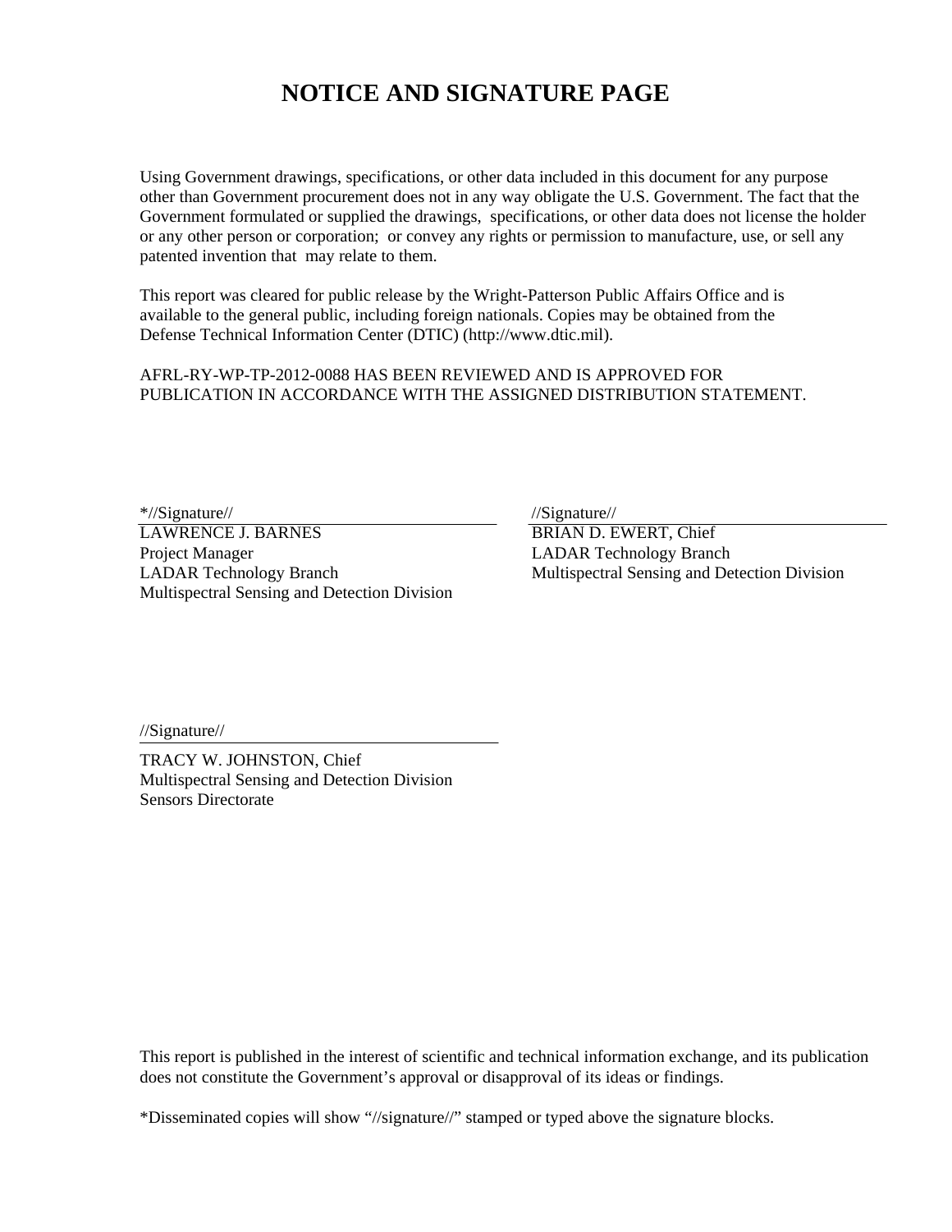# NOTICE AND SIGNATURE PAGE

Using Government drawings, specifications, or other data included in this document for any purpose other than Government procurement does not in any way obligate the U.S. Government. The fact that the Government formulated or supplied the drawings, specifications, or other data does not license the holder or any other person or corporation; or convey any rights or permission to manufacture, use, or sell any patented invention that may relate to them.

This report was cleared for public release by the Wright-Patterson Public Affairs Office and is available to the general public, including foreign nationals. Copies may be obtained from the Defense Technical Information Center (DTIC) (http://www.dtic.mil).

AFRL-RY-WP-TP-2012-0088 HAS BEEN REVIEWED AND IS APPROVED FOR PUBLICATION IN ACCORDANCE WITH THE ASSIGNED DISTRIBUTION STATEMENT.

*//Signature//

LAWRENCE J. BARNES
Project Manager
LADAR Technology Branch
Multispectral Sensing and Detection Division

//Signature//

BRIAN D. EWERT, Chief
LADAR Technology Branch
Multispectral Sensing and Detection Division

//Signature//

TRACY W. JOHNSTON, Chief
Multispectral Sensing and Detection Division
Sensors Directorate

This report is published in the interest of scientific and technical information exchange, and its publication does not constitute the Government's approval or disapproval of its ideas or findings.

*Disseminated copies will show "//signature//" stamped or typed above the signature blocks.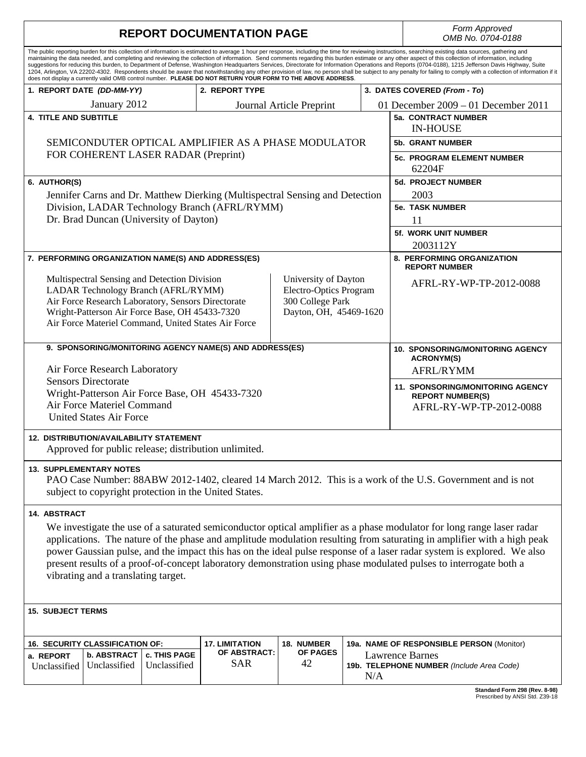# REPORT DOCUMENTATION PAGE

*Form Approved*
*OMB No. 0704-0188*

The public reporting burden for this collection of information is estimated to average 1 hour per response, including the time for reviewing instructions, searching existing data sources, gathering and maintaining the data needed, and completing and reviewing the collection of information. Send comments regarding this burden estimate or any other aspect of this collection of information, including suggestions for reducing this burden, to Department of Defense, Washington Headquarters Services, Directorate for Information Operations and Reports (0704-0188), 1215 Jefferson Davis Highway, Suite 1204, Arlington, VA 22202-4302. Respondents should be aware that notwithstanding any other provision of law, no person shall be subject to any penalty for failing to comply with a collection of information if it does not display a currently valid OMB control number. **PLEASE DO NOT RETURN YOUR FORM TO THE ABOVE ADDRESS.**

| 1. REPORT DATE *(DD-MM-YY)* | 2. REPORT TYPE | 3. DATES COVERED *(From - To)* |
|---|---|---|
| January 2012 | Journal Article Preprint | 01 December 2009 – 01 December 2011 |

**4. TITLE AND SUBTITLE**
SEMICONDUTER OPTICAL AMPLIFIER AS A PHASE MODULATOR FOR COHERENT LASER RADAR (Preprint)

**5a. CONTRACT NUMBER** IN-HOUSE
**5b. GRANT NUMBER**
**5c. PROGRAM ELEMENT NUMBER** 62204F

**6. AUTHOR(S)**
Jennifer Carns and Dr. Matthew Dierking (Multispectral Sensing and Detection Division, LADAR Technology Branch (AFRL/RYMM)
Dr. Brad Duncan (University of Dayton)

**5d. PROJECT NUMBER** 2003
**5e. TASK NUMBER** 11
**5f. WORK UNIT NUMBER** 2003112Y

**7. PERFORMING ORGANIZATION NAME(S) AND ADDRESS(ES)**

Multispectral Sensing and Detection Division
LADAR Technology Branch (AFRL/RYMM)
Air Force Research Laboratory, Sensors Directorate
Wright-Patterson Air Force Base, OH 45433-7320
Air Force Materiel Command, United States Air Force

University of Dayton
Electro-Optics Program
300 College Park
Dayton, OH, 45469-1620

**8. PERFORMING ORGANIZATION REPORT NUMBER**
AFRL-RY-WP-TP-2012-0088

**9. SPONSORING/MONITORING AGENCY NAME(S) AND ADDRESS(ES)**

Air Force Research Laboratory
Sensors Directorate
Wright-Patterson Air Force Base, OH 45433-7320
Air Force Materiel Command
United States Air Force

**10. SPONSORING/MONITORING AGENCY ACRONYM(S)**
AFRL/RYMM

**11. SPONSORING/MONITORING AGENCY REPORT NUMBER(S)**
AFRL-RY-WP-TP-2012-0088

**12. DISTRIBUTION/AVAILABILITY STATEMENT**
Approved for public release; distribution unlimited.

**13. SUPPLEMENTARY NOTES**
PAO Case Number: 88ABW 2012-1402, cleared 14 March 2012. This is a work of the U.S. Government and is not subject to copyright protection in the United States.

**14. ABSTRACT**
We investigate the use of a saturated semiconductor optical amplifier as a phase modulator for long range laser radar applications. The nature of the phase and amplitude modulation resulting from saturating in amplifier with a high peak power Gaussian pulse, and the impact this has on the ideal pulse response of a laser radar system is explored. We also present results of a proof-of-concept laboratory demonstration using phase modulated pulses to interrogate both a vibrating and a translating target.

**15. SUBJECT TERMS**

| 16. SECURITY CLASSIFICATION OF: | | | 17. LIMITATION OF ABSTRACT: | 18. NUMBER OF PAGES | 19a. NAME OF RESPONSIBLE PERSON (Monitor) |
|---|---|---|---|---|---|
| a. REPORT | b. ABSTRACT | c. THIS PAGE | | | Lawrence Barnes |
| Unclassified | Unclassified | Unclassified | SAR | 42 | 19b. TELEPHONE NUMBER *(Include Area Code)* N/A |

**Standard Form 298 (Rev. 8-98)**
Prescribed by ANSI Std. Z39-18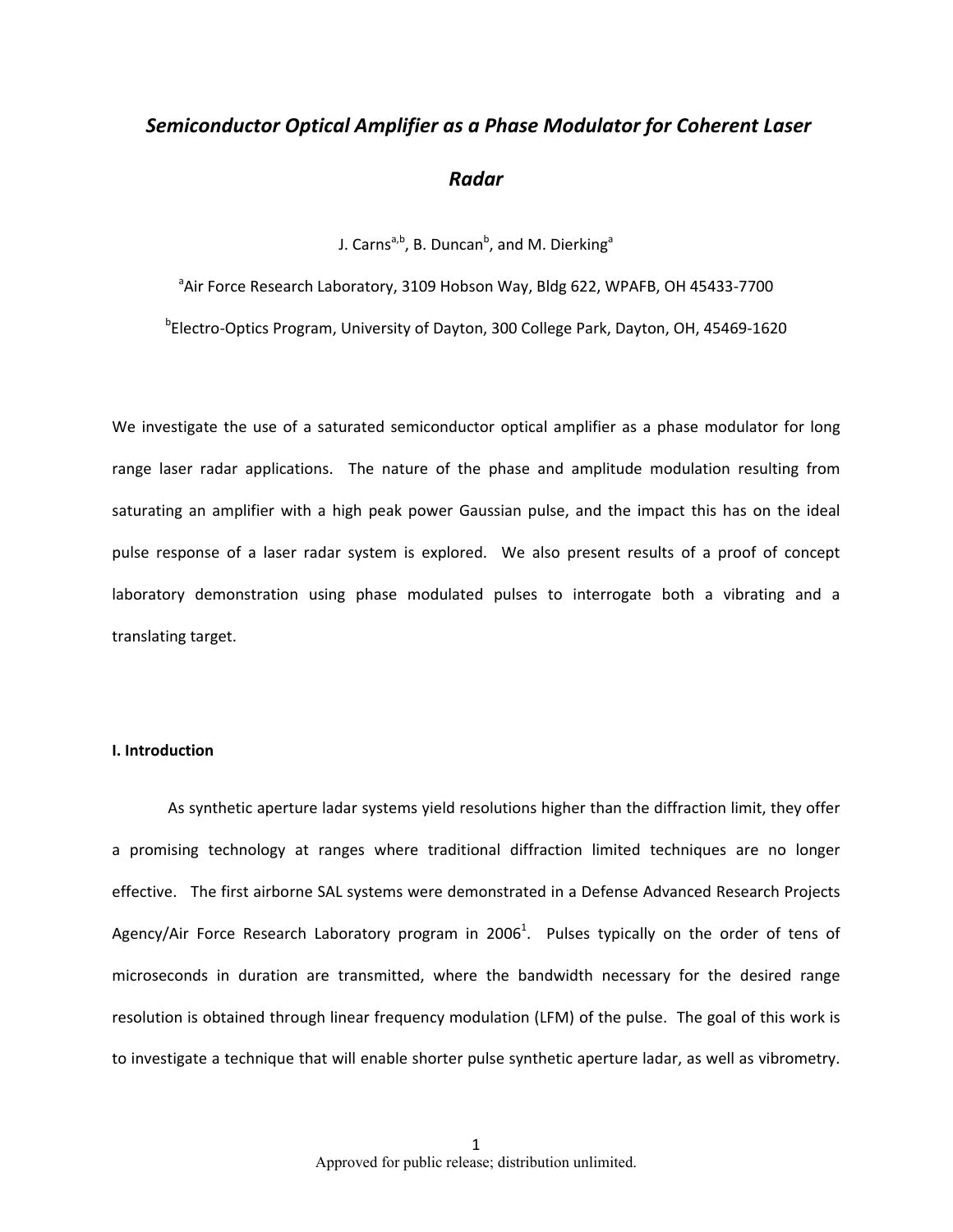# *Semiconductor Optical Amplifier as a Phase Modulator for Coherent Laser Radar*

J. Carns[a,b], B. Duncan[b], and M. Dierking[a]

[a]Air Force Research Laboratory, 3109 Hobson Way, Bldg 622, WPAFB, OH 45433-7700

[b]Electro-Optics Program, University of Dayton, 300 College Park, Dayton, OH, 45469-1620

We investigate the use of a saturated semiconductor optical amplifier as a phase modulator for long range laser radar applications. The nature of the phase and amplitude modulation resulting from saturating an amplifier with a high peak power Gaussian pulse, and the impact this has on the ideal pulse response of a laser radar system is explored. We also present results of a proof of concept laboratory demonstration using phase modulated pulses to interrogate both a vibrating and a translating target.

## I. Introduction

As synthetic aperture ladar systems yield resolutions higher than the diffraction limit, they offer a promising technology at ranges where traditional diffraction limited techniques are no longer effective. The first airborne SAL systems were demonstrated in a Defense Advanced Research Projects Agency/Air Force Research Laboratory program in 2006[1]. Pulses typically on the order of tens of microseconds in duration are transmitted, where the bandwidth necessary for the desired range resolution is obtained through linear frequency modulation (LFM) of the pulse. The goal of this work is to investigate a technique that will enable shorter pulse synthetic aperture ladar, as well as vibrometry.

Approved for public release; distribution unlimited.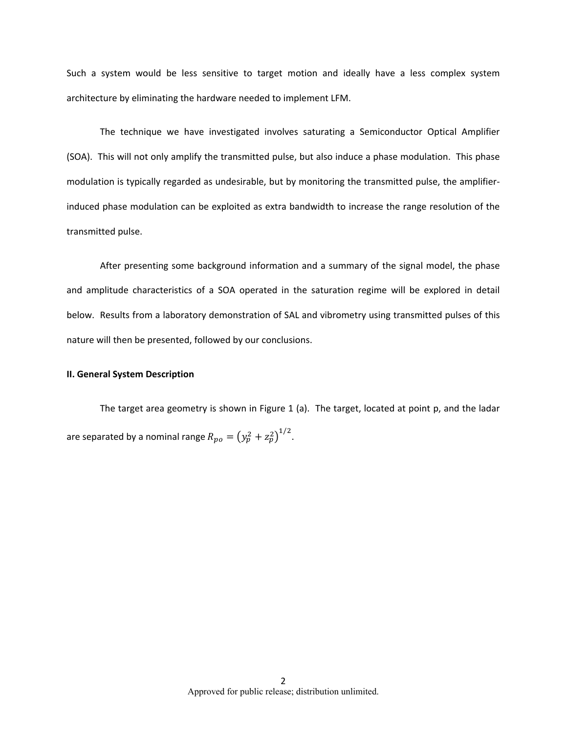Such a system would be less sensitive to target motion and ideally have a less complex system architecture by eliminating the hardware needed to implement LFM.

The technique we have investigated involves saturating a Semiconductor Optical Amplifier (SOA). This will not only amplify the transmitted pulse, but also induce a phase modulation. This phase modulation is typically regarded as undesirable, but by monitoring the transmitted pulse, the amplifier-induced phase modulation can be exploited as extra bandwidth to increase the range resolution of the transmitted pulse.

After presenting some background information and a summary of the signal model, the phase and amplitude characteristics of a SOA operated in the saturation regime will be explored in detail below. Results from a laboratory demonstration of SAL and vibrometry using transmitted pulses of this nature will then be presented, followed by our conclusions.

**II. General System Description**

The target area geometry is shown in Figure 1 (a). The target, located at point p, and the ladar are separated by a nominal range $R_{po} = \left(y_p^2 + z_p^2\right)^{1/2}$.

Approved for public release; distribution unlimited.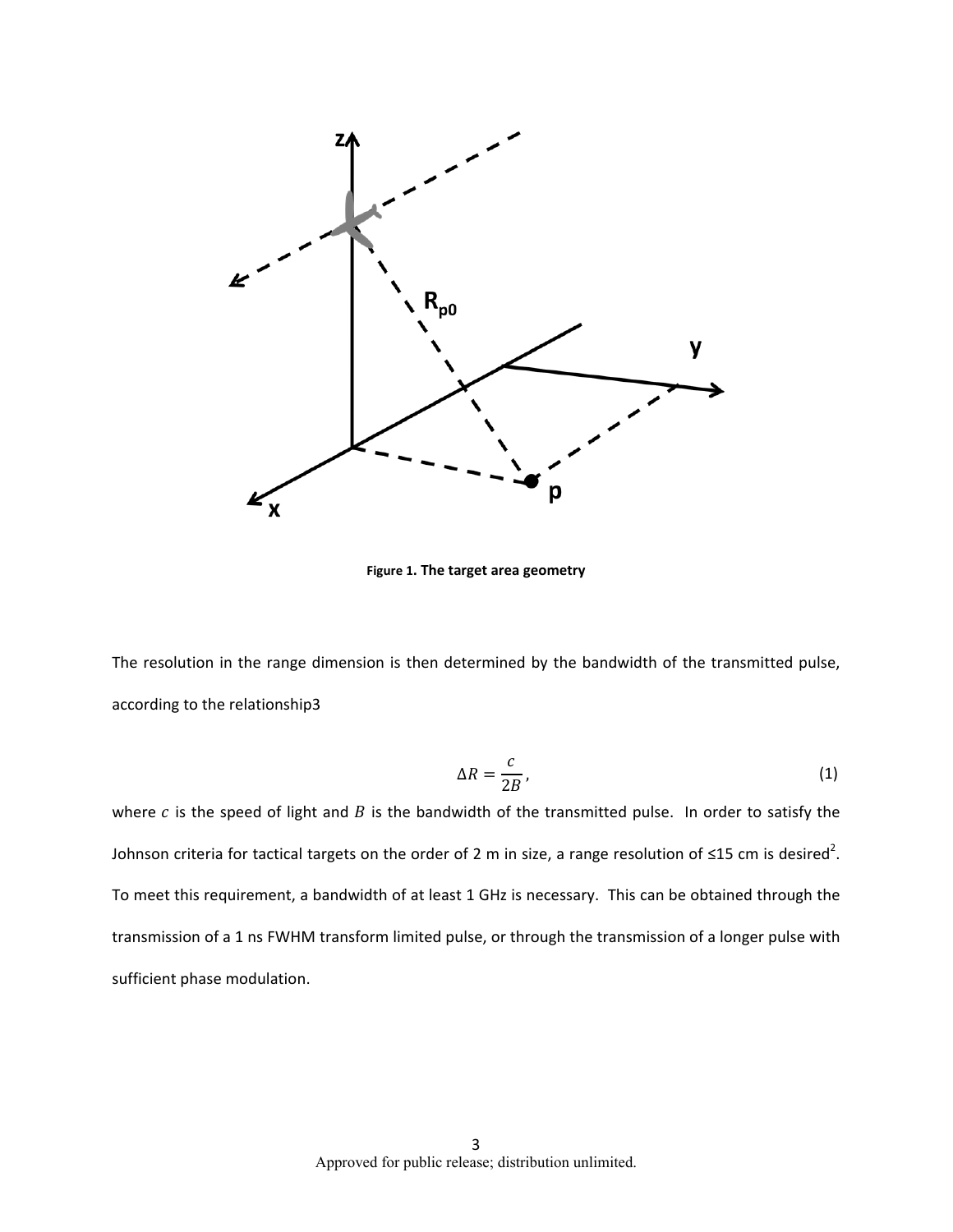Figure 1. The target area geometry

The resolution in the range dimension is then determined by the bandwidth of the transmitted pulse, according to the relationship3

$$\Delta R = \frac{c}{2B}, \tag{1}$$

where $c$ is the speed of light and $B$ is the bandwidth of the transmitted pulse. In order to satisfy the Johnson criteria for tactical targets on the order of 2 m in size, a range resolution of ≤15 cm is desired[2]. To meet this requirement, a bandwidth of at least 1 GHz is necessary. This can be obtained through the transmission of a 1 ns FWHM transform limited pulse, or through the transmission of a longer pulse with sufficient phase modulation.

Approved for public release; distribution unlimited.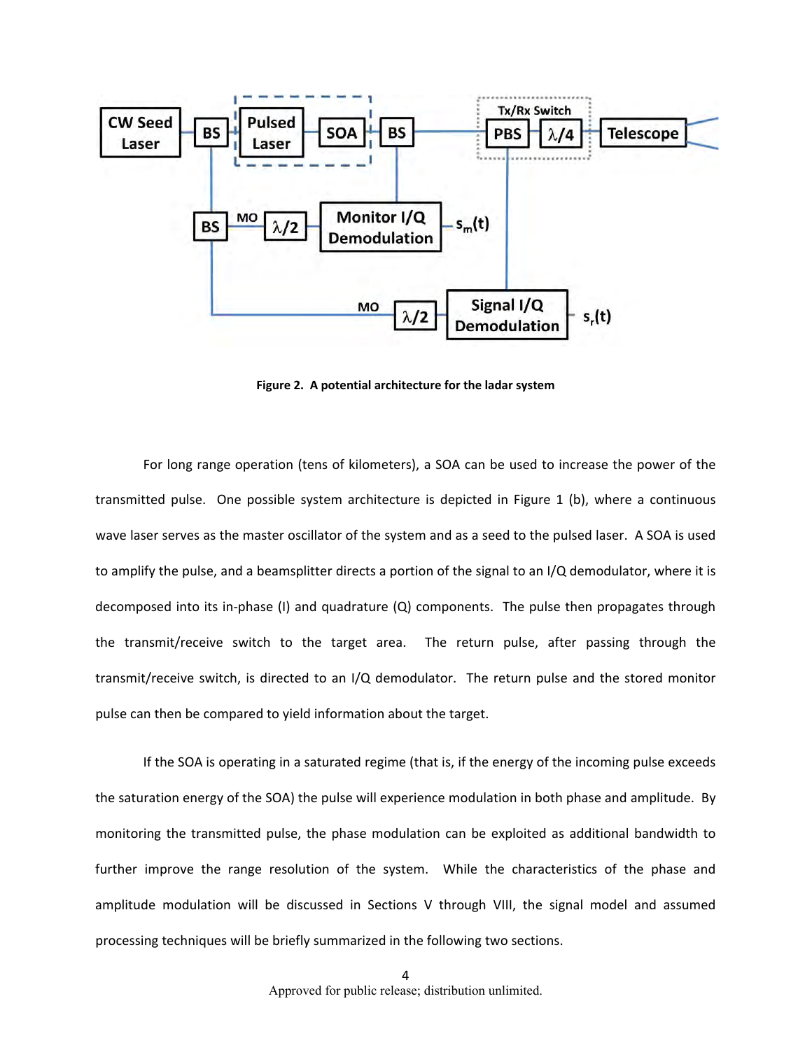**Figure 2. A potential architecture for the ladar system**

For long range operation (tens of kilometers), a SOA can be used to increase the power of the transmitted pulse. One possible system architecture is depicted in Figure 1 (b), where a continuous wave laser serves as the master oscillator of the system and as a seed to the pulsed laser. A SOA is used to amplify the pulse, and a beamsplitter directs a portion of the signal to an I/Q demodulator, where it is decomposed into its in-phase (I) and quadrature (Q) components. The pulse then propagates through the transmit/receive switch to the target area. The return pulse, after passing through the transmit/receive switch, is directed to an I/Q demodulator. The return pulse and the stored monitor pulse can then be compared to yield information about the target.

If the SOA is operating in a saturated regime (that is, if the energy of the incoming pulse exceeds the saturation energy of the SOA) the pulse will experience modulation in both phase and amplitude. By monitoring the transmitted pulse, the phase modulation can be exploited as additional bandwidth to further improve the range resolution of the system. While the characteristics of the phase and amplitude modulation will be discussed in Sections V through VIII, the signal model and assumed processing techniques will be briefly summarized in the following two sections.

Approved for public release; distribution unlimited.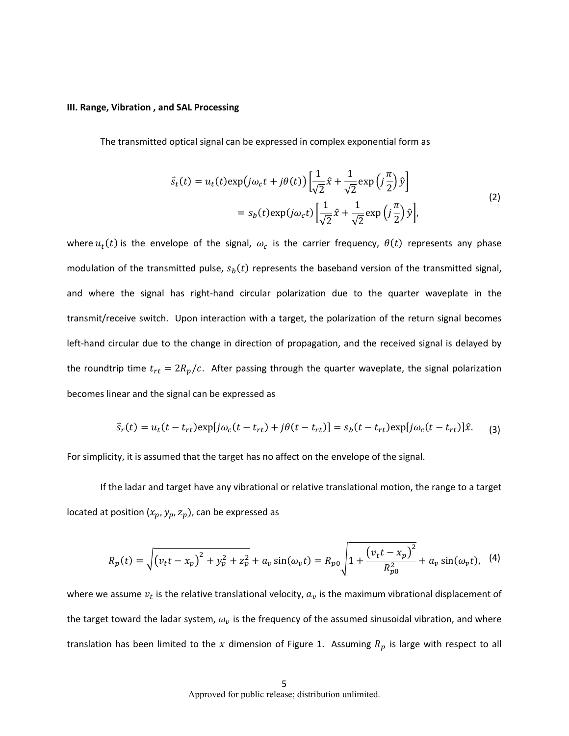**III. Range, Vibration , and SAL Processing**

The transmitted optical signal can be expressed in complex exponential form as

$$
\begin{aligned}
\vec{s}_t(t) &= u_t(t)\exp\big(j\omega_c t + j\theta(t)\big)\left[\frac{1}{\sqrt{2}}\hat{x} + \frac{1}{\sqrt{2}}\exp\left(j\frac{\pi}{2}\right)\hat{y}\right] \\
&= s_b(t)\exp(j\omega_c t)\left[\frac{1}{\sqrt{2}}\hat{x} + \frac{1}{\sqrt{2}}\exp\left(j\frac{\pi}{2}\right)\hat{y}\right],
\end{aligned}
\tag{2}
$$

where $u_t(t)$ is the envelope of the signal, $\omega_c$ is the carrier frequency, $\theta(t)$ represents any phase modulation of the transmitted pulse, $s_b(t)$ represents the baseband version of the transmitted signal, and where the signal has right-hand circular polarization due to the quarter waveplate in the transmit/receive switch. Upon interaction with a target, the polarization of the return signal becomes left-hand circular due to the change in direction of propagation, and the received signal is delayed by the roundtrip time $t_{rt} = 2R_p/c$. After passing through the quarter waveplate, the signal polarization becomes linear and the signal can be expressed as

$$
\vec{s}_r(t) = u_t(t - t_{rt})\exp[j\omega_c(t - t_{rt}) + j\theta(t - t_{rt})] = s_b(t - t_{rt})\exp[j\omega_c(t - t_{rt})]\hat{x}. \tag{3}
$$

For simplicity, it is assumed that the target has no affect on the envelope of the signal.

If the ladar and target have any vibrational or relative translational motion, the range to a target located at position $(x_p, y_p, z_p)$, can be expressed as

$$
R_p(t) = \sqrt{\left(v_t t - x_p\right)^2 + y_p^2 + z_p^2} + a_v\sin(\omega_v t) = R_{p0}\sqrt{1 + \frac{\left(v_t t - x_p\right)^2}{R_{p0}^2}} + a_v\sin(\omega_v t), \tag{4}
$$

where we assume $v_t$ is the relative translational velocity, $a_v$ is the maximum vibrational displacement of the target toward the ladar system, $\omega_v$ is the frequency of the assumed sinusoidal vibration, and where translation has been limited to the $x$ dimension of Figure 1. Assuming $R_p$ is large with respect to all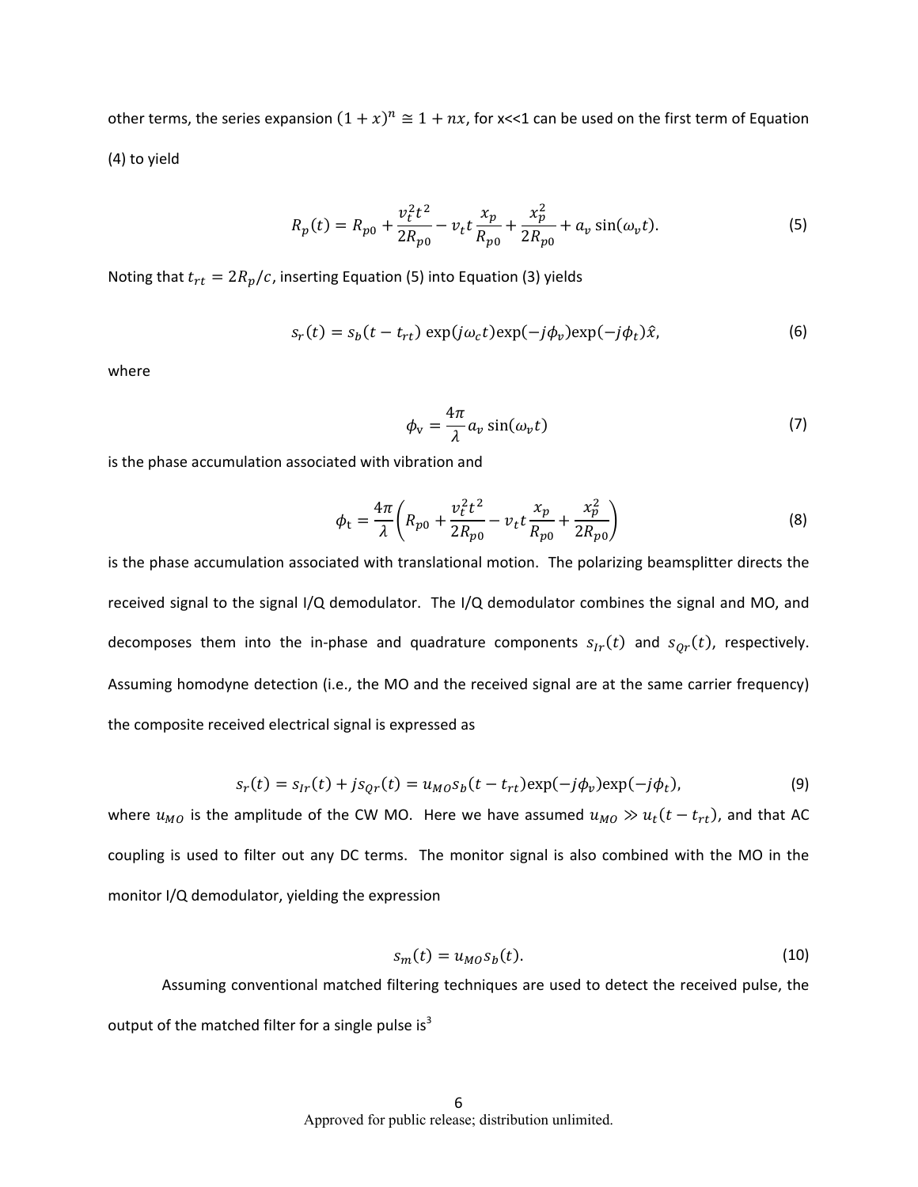other terms, the series expansion $(1+x)^n \cong 1 + nx$, for x<<1 can be used on the first term of Equation (4) to yield

$$R_p(t) = R_{p0} + \frac{v_t^2 t^2}{2R_{p0}} - v_t t \frac{x_p}{R_{p0}} + \frac{x_p^2}{2R_{p0}} + a_v \sin(\omega_v t). \tag{5}$$

Noting that $t_{rt} = 2R_p/c$, inserting Equation (5) into Equation (3) yields

$$s_r(t) = s_b(t - t_{rt}) \exp(j\omega_c t) \exp(-j\phi_v) \exp(-j\phi_t) \hat{x}, \tag{6}$$

where

$$\phi_v = \frac{4\pi}{\lambda} a_v \sin(\omega_v t) \tag{7}$$

is the phase accumulation associated with vibration and

$$\phi_t = \frac{4\pi}{\lambda}\left(R_{p0} + \frac{v_t^2 t^2}{2R_{p0}} - v_t t \frac{x_p}{R_{p0}} + \frac{x_p^2}{2R_{p0}}\right) \tag{8}$$

is the phase accumulation associated with translational motion. The polarizing beamsplitter directs the received signal to the signal I/Q demodulator. The I/Q demodulator combines the signal and MO, and decomposes them into the in-phase and quadrature components $s_{Ir}(t)$ and $s_{Qr}(t)$, respectively. Assuming homodyne detection (i.e., the MO and the received signal are at the same carrier frequency) the composite received electrical signal is expressed as

$$s_r(t) = s_{Ir}(t) + js_{Qr}(t) = u_{MO} s_b(t - t_{rt}) \exp(-j\phi_v) \exp(-j\phi_t), \tag{9}$$

where $u_{MO}$ is the amplitude of the CW MO. Here we have assumed $u_{MO} \gg u_t(t - t_{rt})$, and that AC coupling is used to filter out any DC terms. The monitor signal is also combined with the MO in the monitor I/Q demodulator, yielding the expression

$$s_m(t) = u_{MO} s_b(t). \tag{10}$$

Assuming conventional matched filtering techniques are used to detect the received pulse, the output of the matched filter for a single pulse is[3]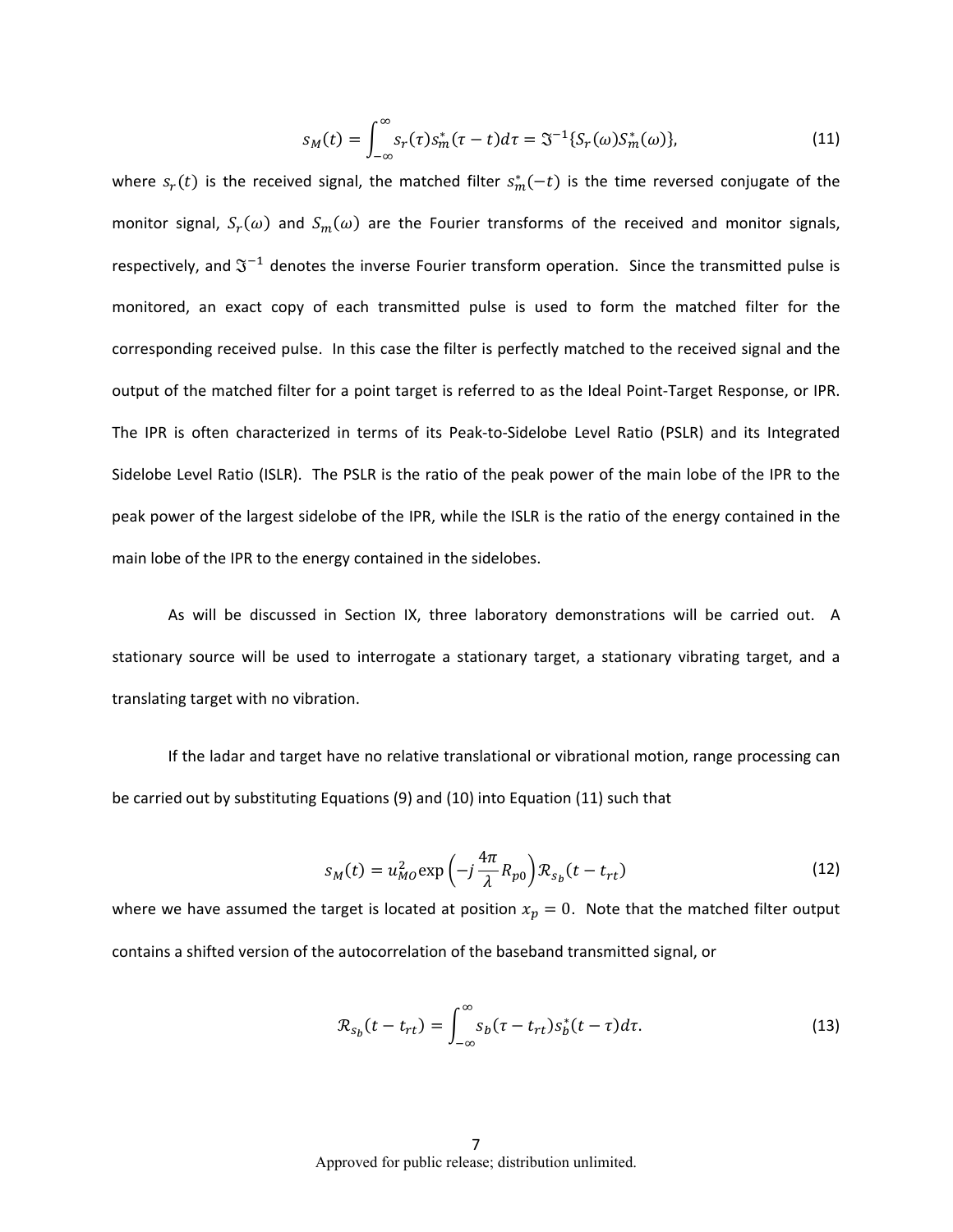$$s_M(t) = \int_{-\infty}^{\infty} s_r(\tau) s_m^*(\tau - t) d\tau = \mathfrak{I}^{-1}\{S_r(\omega) S_m^*(\omega)\}, \tag{11}$$

where $s_r(t)$ is the received signal, the matched filter $s_m^*(-t)$ is the time reversed conjugate of the monitor signal, $S_r(\omega)$ and $S_m(\omega)$ are the Fourier transforms of the received and monitor signals, respectively, and $\mathfrak{I}^{-1}$ denotes the inverse Fourier transform operation. Since the transmitted pulse is monitored, an exact copy of each transmitted pulse is used to form the matched filter for the corresponding received pulse. In this case the filter is perfectly matched to the received signal and the output of the matched filter for a point target is referred to as the Ideal Point-Target Response, or IPR. The IPR is often characterized in terms of its Peak-to-Sidelobe Level Ratio (PSLR) and its Integrated Sidelobe Level Ratio (ISLR). The PSLR is the ratio of the peak power of the main lobe of the IPR to the peak power of the largest sidelobe of the IPR, while the ISLR is the ratio of the energy contained in the main lobe of the IPR to the energy contained in the sidelobes.

As will be discussed in Section IX, three laboratory demonstrations will be carried out. A stationary source will be used to interrogate a stationary target, a stationary vibrating target, and a translating target with no vibration.

If the ladar and target have no relative translational or vibrational motion, range processing can be carried out by substituting Equations (9) and (10) into Equation (11) such that

$$s_M(t) = u_{MO}^2 \exp\left(-j\frac{4\pi}{\lambda}R_{p0}\right)\mathcal{R}_{s_b}(t - t_{rt}) \tag{12}$$

where we have assumed the target is located at position $x_p = 0$. Note that the matched filter output contains a shifted version of the autocorrelation of the baseband transmitted signal, or

$$\mathcal{R}_{s_b}(t - t_{rt}) = \int_{-\infty}^{\infty} s_b(\tau - t_{rt}) s_b^*(t - \tau) d\tau. \tag{13}$$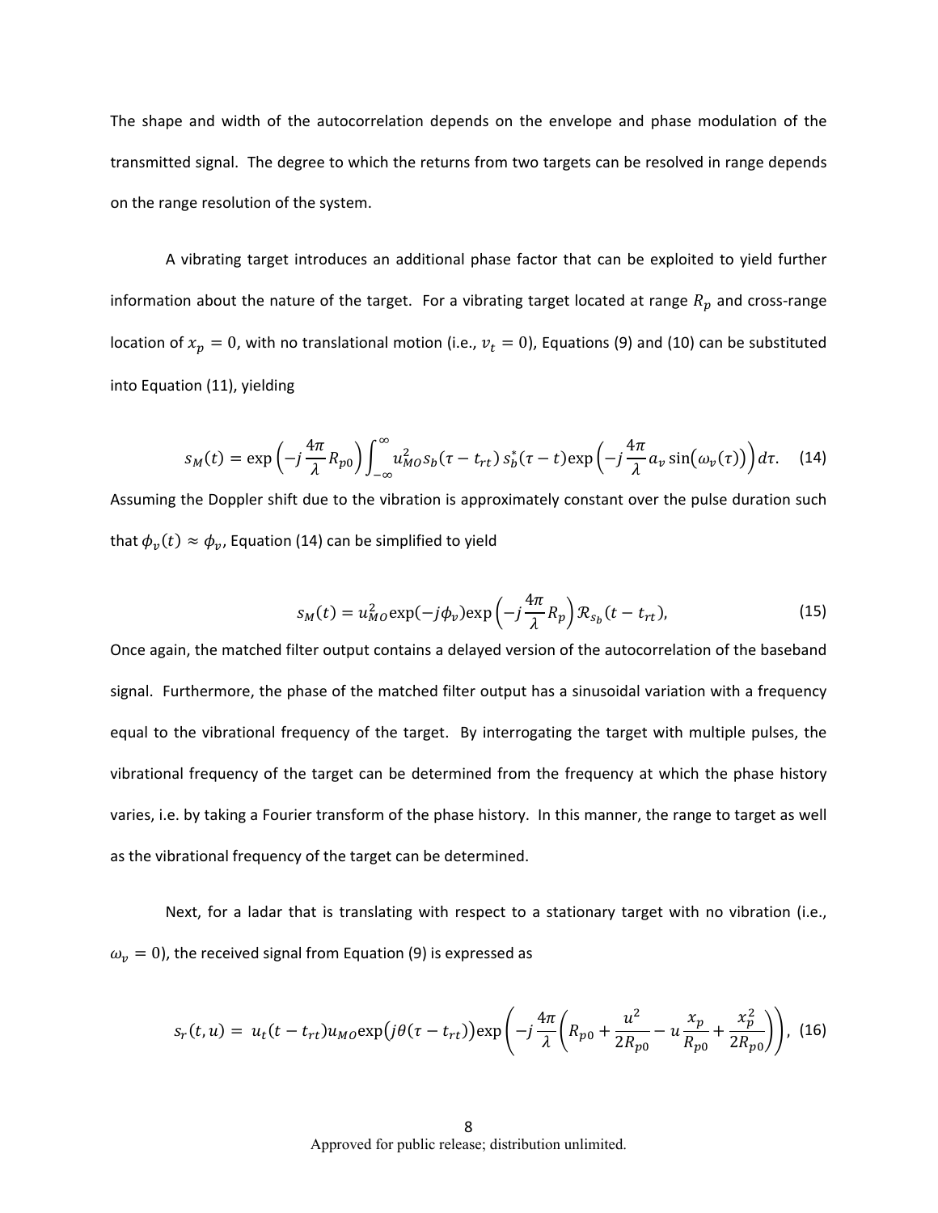The shape and width of the autocorrelation depends on the envelope and phase modulation of the transmitted signal. The degree to which the returns from two targets can be resolved in range depends on the range resolution of the system.

A vibrating target introduces an additional phase factor that can be exploited to yield further information about the nature of the target. For a vibrating target located at range $R_p$ and cross-range location of $x_p = 0$, with no translational motion (i.e., $v_t = 0$), Equations (9) and (10) can be substituted into Equation (11), yielding

$$s_M(t) = \exp\left(-j\frac{4\pi}{\lambda}R_{p0}\right)\int_{-\infty}^{\infty} u_{MO}^2 s_b(\tau - t_{rt})\, s_b^*(\tau - t)\exp\left(-j\frac{4\pi}{\lambda}a_v \sin\big(\omega_v(\tau)\big)\right)d\tau. \quad (14)$$

Assuming the Doppler shift due to the vibration is approximately constant over the pulse duration such that $\phi_v(t) \approx \phi_v$, Equation (14) can be simplified to yield

$$s_M(t) = u_{MO}^2 \exp(-j\phi_v)\exp\left(-j\frac{4\pi}{\lambda}R_p\right)\mathcal{R}_{s_b}(t - t_{rt}), \quad (15)$$

Once again, the matched filter output contains a delayed version of the autocorrelation of the baseband signal. Furthermore, the phase of the matched filter output has a sinusoidal variation with a frequency equal to the vibrational frequency of the target. By interrogating the target with multiple pulses, the vibrational frequency of the target can be determined from the frequency at which the phase history varies, i.e. by taking a Fourier transform of the phase history. In this manner, the range to target as well as the vibrational frequency of the target can be determined.

Next, for a ladar that is translating with respect to a stationary target with no vibration (i.e., $\omega_v = 0$), the received signal from Equation (9) is expressed as

$$s_r(t,u) = u_t(t - t_{rt})u_{MO}\exp\big(j\theta(\tau - t_{rt})\big)\exp\left(-j\frac{4\pi}{\lambda}\left(R_{p0} + \frac{u^2}{2R_{p0}} - u\frac{x_p}{R_{p0}} + \frac{x_p^2}{2R_{p0}}\right)\right), \quad (16)$$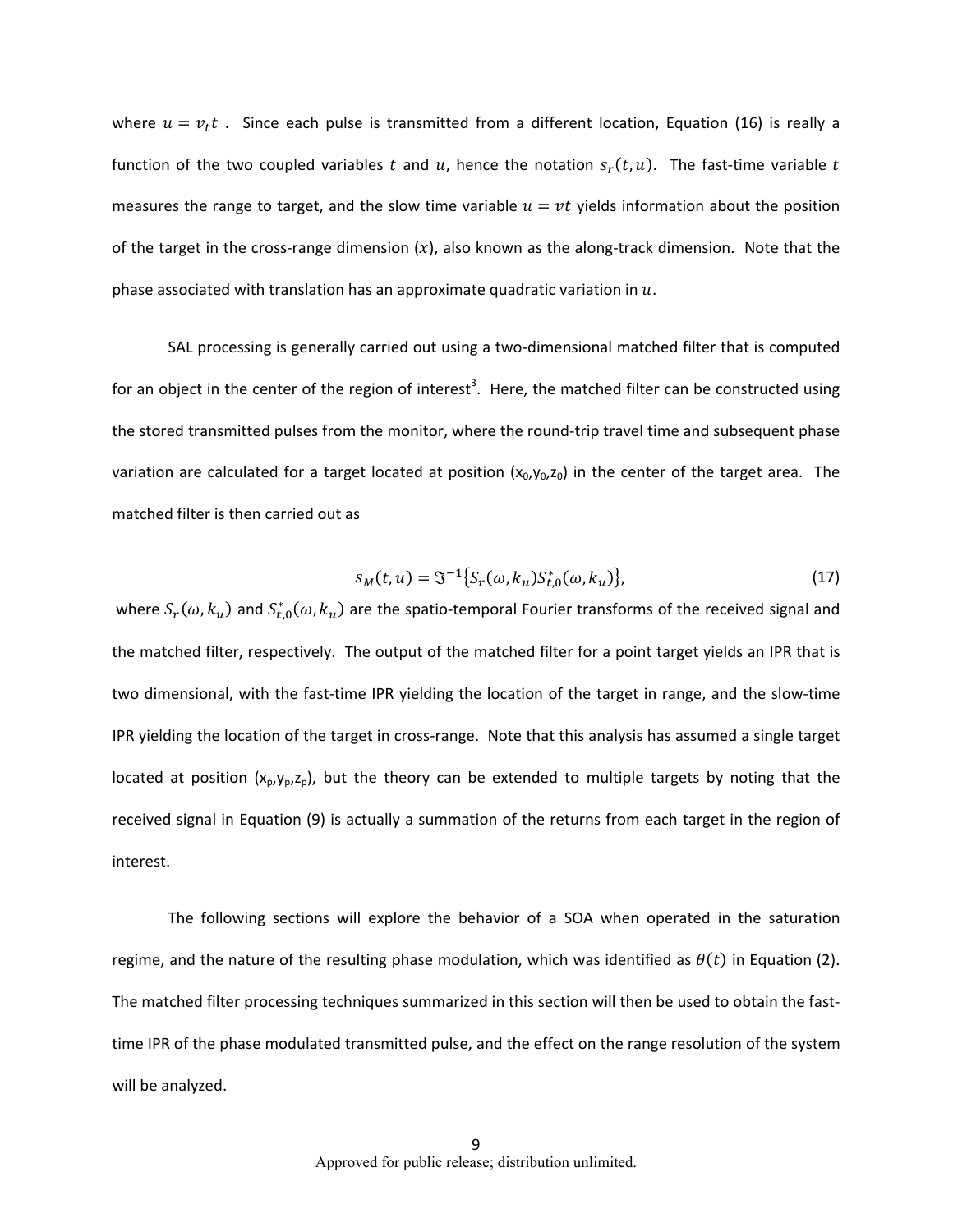where $u = v_t t$ . Since each pulse is transmitted from a different location, Equation (16) is really a function of the two coupled variables $t$ and $u$, hence the notation $s_r(t,u)$. The fast-time variable $t$ measures the range to target, and the slow time variable $u = vt$ yields information about the position of the target in the cross-range dimension ($x$), also known as the along-track dimension. Note that the phase associated with translation has an approximate quadratic variation in $u$.

SAL processing is generally carried out using a two-dimensional matched filter that is computed for an object in the center of the region of interest[3]. Here, the matched filter can be constructed using the stored transmitted pulses from the monitor, where the round-trip travel time and subsequent phase variation are calculated for a target located at position ($x_0$,$y_0$,$z_0$) in the center of the target area. The matched filter is then carried out as

$$s_M(t,u) = \Im^{-1}\{S_r(\omega,k_u)S_{t,0}^*(\omega,k_u)\}, \tag{17}$$

where $S_r(\omega,k_u)$ and $S_{t,0}^*(\omega,k_u)$ are the spatio-temporal Fourier transforms of the received signal and the matched filter, respectively. The output of the matched filter for a point target yields an IPR that is two dimensional, with the fast-time IPR yielding the location of the target in range, and the slow-time IPR yielding the location of the target in cross-range. Note that this analysis has assumed a single target located at position ($x_p$,$y_p$,$z_p$), but the theory can be extended to multiple targets by noting that the received signal in Equation (9) is actually a summation of the returns from each target in the region of interest.

The following sections will explore the behavior of a SOA when operated in the saturation regime, and the nature of the resulting phase modulation, which was identified as $\theta(t)$ in Equation (2). The matched filter processing techniques summarized in this section will then be used to obtain the fast-time IPR of the phase modulated transmitted pulse, and the effect on the range resolution of the system will be analyzed.

Approved for public release; distribution unlimited.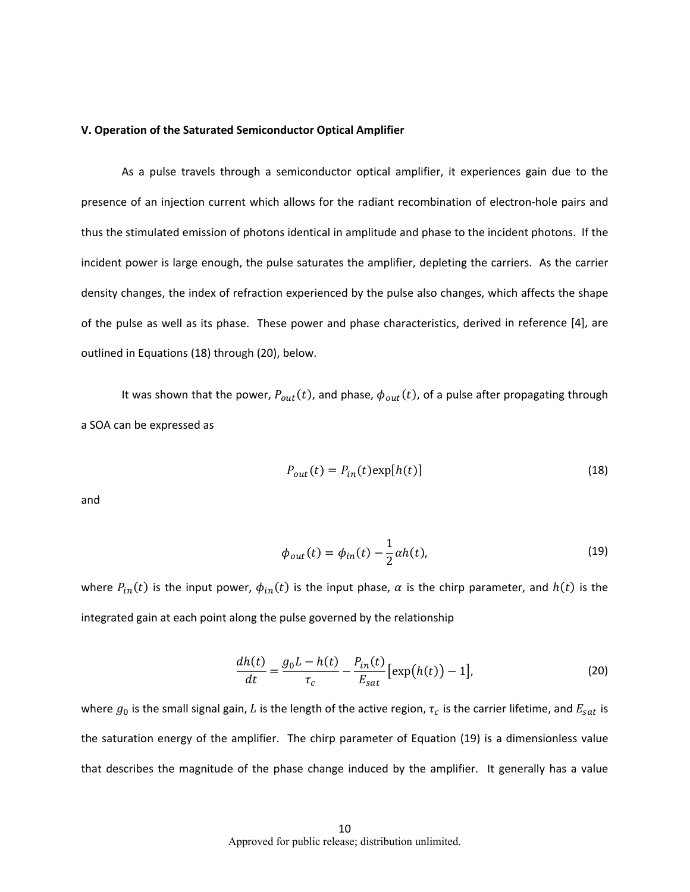**V. Operation of the Saturated Semiconductor Optical Amplifier**

As a pulse travels through a semiconductor optical amplifier, it experiences gain due to the presence of an injection current which allows for the radiant recombination of electron-hole pairs and thus the stimulated emission of photons identical in amplitude and phase to the incident photons. If the incident power is large enough, the pulse saturates the amplifier, depleting the carriers. As the carrier density changes, the index of refraction experienced by the pulse also changes, which affects the shape of the pulse as well as its phase. These power and phase characteristics, derived in reference [4], are outlined in Equations (18) through (20), below.

It was shown that the power, $P_{out}(t)$, and phase, $\phi_{out}(t)$, of a pulse after propagating through a SOA can be expressed as

$$P_{out}(t) = P_{in}(t)\exp[h(t)] \tag{18}$$

and

$$\phi_{out}(t) = \phi_{in}(t) - \frac{1}{2}\alpha h(t), \tag{19}$$

where $P_{in}(t)$ is the input power, $\phi_{in}(t)$ is the input phase, $\alpha$ is the chirp parameter, and $h(t)$ is the integrated gain at each point along the pulse governed by the relationship

$$\frac{dh(t)}{dt} = \frac{g_0 L - h(t)}{\tau_c} - \frac{P_{in}(t)}{E_{sat}}\left[\exp\big(h(t)\big) - 1\right], \tag{20}$$

where $g_0$ is the small signal gain, $L$ is the length of the active region, $\tau_c$ is the carrier lifetime, and $E_{sat}$ is the saturation energy of the amplifier. The chirp parameter of Equation (19) is a dimensionless value that describes the magnitude of the phase change induced by the amplifier. It generally has a value

Approved for public release; distribution unlimited.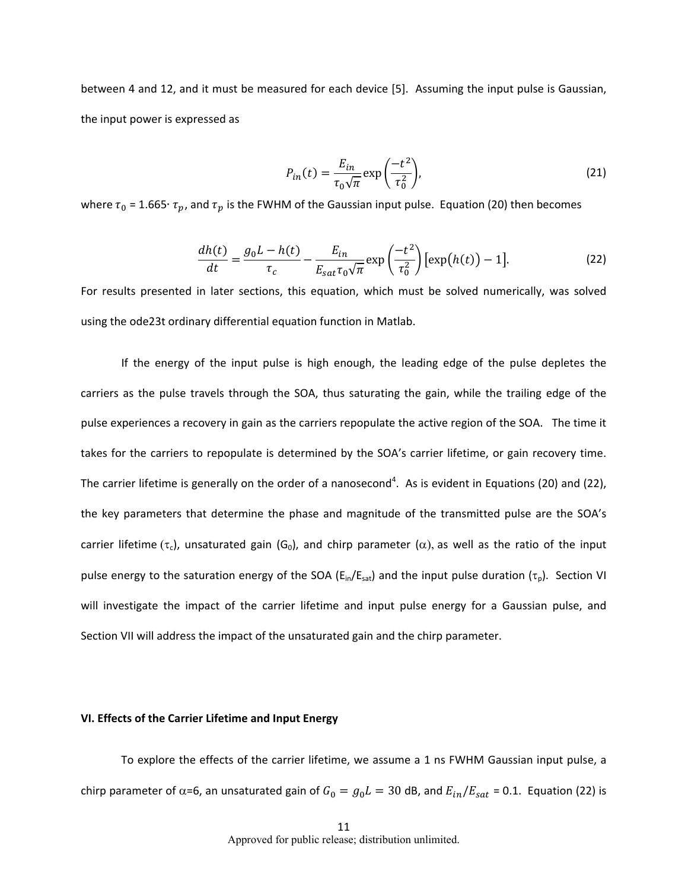between 4 and 12, and it must be measured for each device [5]. Assuming the input pulse is Gaussian, the input power is expressed as

$$P_{in}(t) = \frac{E_{in}}{\tau_0\sqrt{\pi}}\exp\left(\frac{-t^2}{\tau_0^2}\right), \tag{21}$$

where $\tau_0$ = 1.665$\cdot$ $\tau_p$, and $\tau_p$ is the FWHM of the Gaussian input pulse. Equation (20) then becomes

$$\frac{dh(t)}{dt} = \frac{g_0L - h(t)}{\tau_c} - \frac{E_{in}}{E_{sat}\tau_0\sqrt{\pi}}\exp\left(\frac{-t^2}{\tau_0^2}\right)\left[\exp\big(h(t)\big) - 1\right]. \tag{22}$$

For results presented in later sections, this equation, which must be solved numerically, was solved using the ode23t ordinary differential equation function in Matlab.

If the energy of the input pulse is high enough, the leading edge of the pulse depletes the carriers as the pulse travels through the SOA, thus saturating the gain, while the trailing edge of the pulse experiences a recovery in gain as the carriers repopulate the active region of the SOA. The time it takes for the carriers to repopulate is determined by the SOA's carrier lifetime, or gain recovery time. The carrier lifetime is generally on the order of a nanosecond[4]. As is evident in Equations (20) and (22), the key parameters that determine the phase and magnitude of the transmitted pulse are the SOA's carrier lifetime ($\tau_c$), unsaturated gain ($G_0$), and chirp parameter ($\alpha$), as well as the ratio of the input pulse energy to the saturation energy of the SOA ($E_{in}/E_{sat}$) and the input pulse duration ($\tau_p$). Section VI will investigate the impact of the carrier lifetime and input pulse energy for a Gaussian pulse, and Section VII will address the impact of the unsaturated gain and the chirp parameter.

## VI. Effects of the Carrier Lifetime and Input Energy

To explore the effects of the carrier lifetime, we assume a 1 ns FWHM Gaussian input pulse, a chirp parameter of $\alpha$=6, an unsaturated gain of $G_0 = g_0L = 30$ dB, and $E_{in}/E_{sat}$ = 0.1. Equation (22) is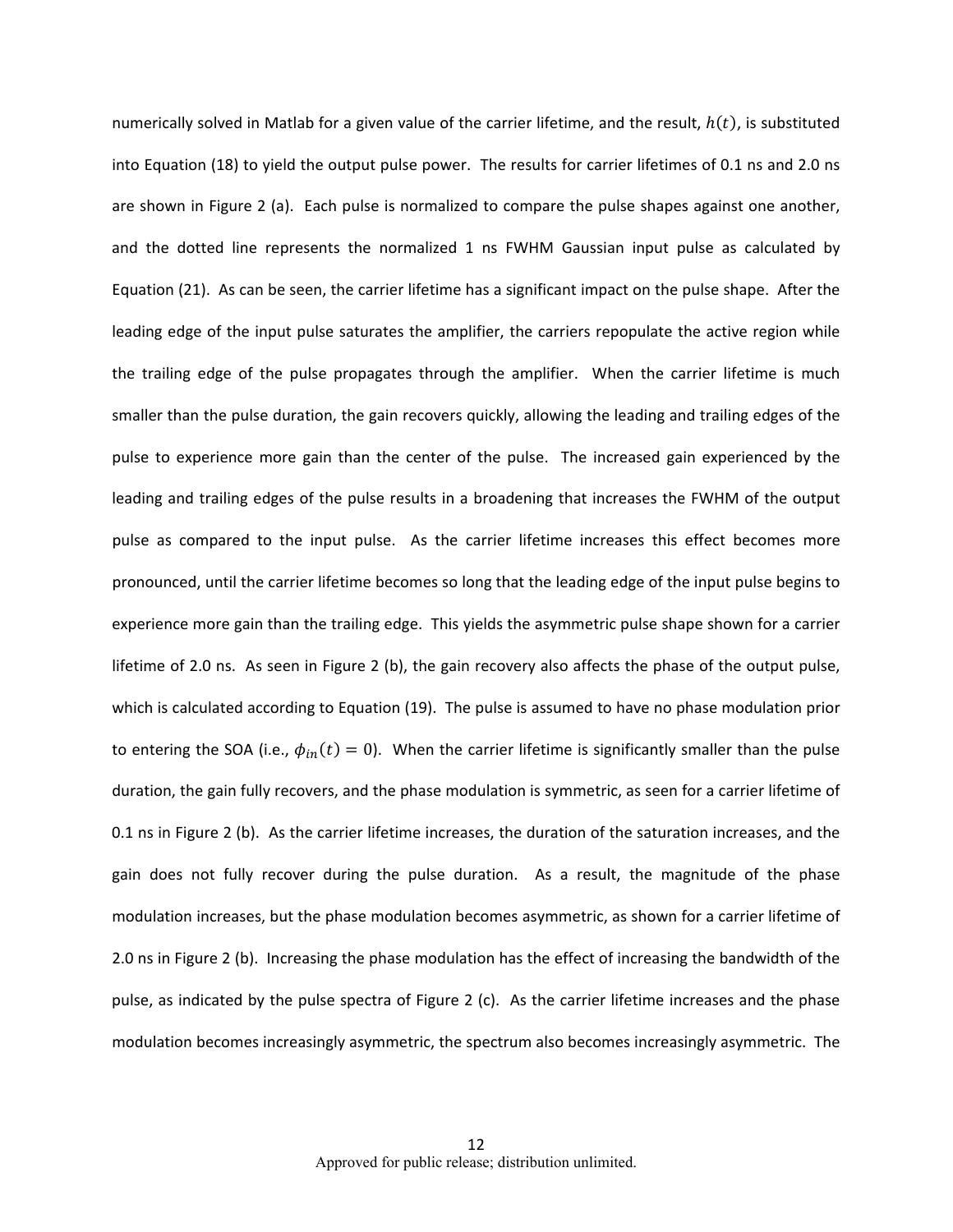numerically solved in Matlab for a given value of the carrier lifetime, and the result, $h(t)$, is substituted into Equation (18) to yield the output pulse power. The results for carrier lifetimes of 0.1 ns and 2.0 ns are shown in Figure 2 (a). Each pulse is normalized to compare the pulse shapes against one another, and the dotted line represents the normalized 1 ns FWHM Gaussian input pulse as calculated by Equation (21). As can be seen, the carrier lifetime has a significant impact on the pulse shape. After the leading edge of the input pulse saturates the amplifier, the carriers repopulate the active region while the trailing edge of the pulse propagates through the amplifier. When the carrier lifetime is much smaller than the pulse duration, the gain recovers quickly, allowing the leading and trailing edges of the pulse to experience more gain than the center of the pulse. The increased gain experienced by the leading and trailing edges of the pulse results in a broadening that increases the FWHM of the output pulse as compared to the input pulse. As the carrier lifetime increases this effect becomes more pronounced, until the carrier lifetime becomes so long that the leading edge of the input pulse begins to experience more gain than the trailing edge. This yields the asymmetric pulse shape shown for a carrier lifetime of 2.0 ns. As seen in Figure 2 (b), the gain recovery also affects the phase of the output pulse, which is calculated according to Equation (19). The pulse is assumed to have no phase modulation prior to entering the SOA (i.e., $\phi_{in}(t) = 0$). When the carrier lifetime is significantly smaller than the pulse duration, the gain fully recovers, and the phase modulation is symmetric, as seen for a carrier lifetime of 0.1 ns in Figure 2 (b). As the carrier lifetime increases, the duration of the saturation increases, and the gain does not fully recover during the pulse duration. As a result, the magnitude of the phase modulation increases, but the phase modulation becomes asymmetric, as shown for a carrier lifetime of 2.0 ns in Figure 2 (b). Increasing the phase modulation has the effect of increasing the bandwidth of the pulse, as indicated by the pulse spectra of Figure 2 (c). As the carrier lifetime increases and the phase modulation becomes increasingly asymmetric, the spectrum also becomes increasingly asymmetric. The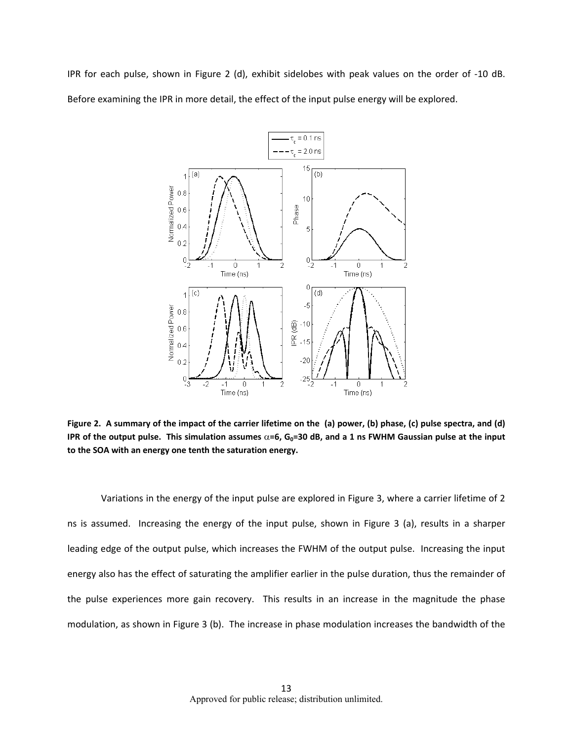IPR for each pulse, shown in Figure 2 (d), exhibit sidelobes with peak values on the order of -10 dB. Before examining the IPR in more detail, the effect of the input pulse energy will be explored.

**Figure 2. A summary of the impact of the carrier lifetime on the (a) power, (b) phase, (c) pulse spectra, and (d) IPR of the output pulse. This simulation assumes $\alpha$=6, $G_0$=30 dB, and a 1 ns FWHM Gaussian pulse at the input to the SOA with an energy one tenth the saturation energy.**

Variations in the energy of the input pulse are explored in Figure 3, where a carrier lifetime of 2 ns is assumed. Increasing the energy of the input pulse, shown in Figure 3 (a), results in a sharper leading edge of the output pulse, which increases the FWHM of the output pulse. Increasing the input energy also has the effect of saturating the amplifier earlier in the pulse duration, thus the remainder of the pulse experiences more gain recovery. This results in an increase in the magnitude the phase modulation, as shown in Figure 3 (b). The increase in phase modulation increases the bandwidth of the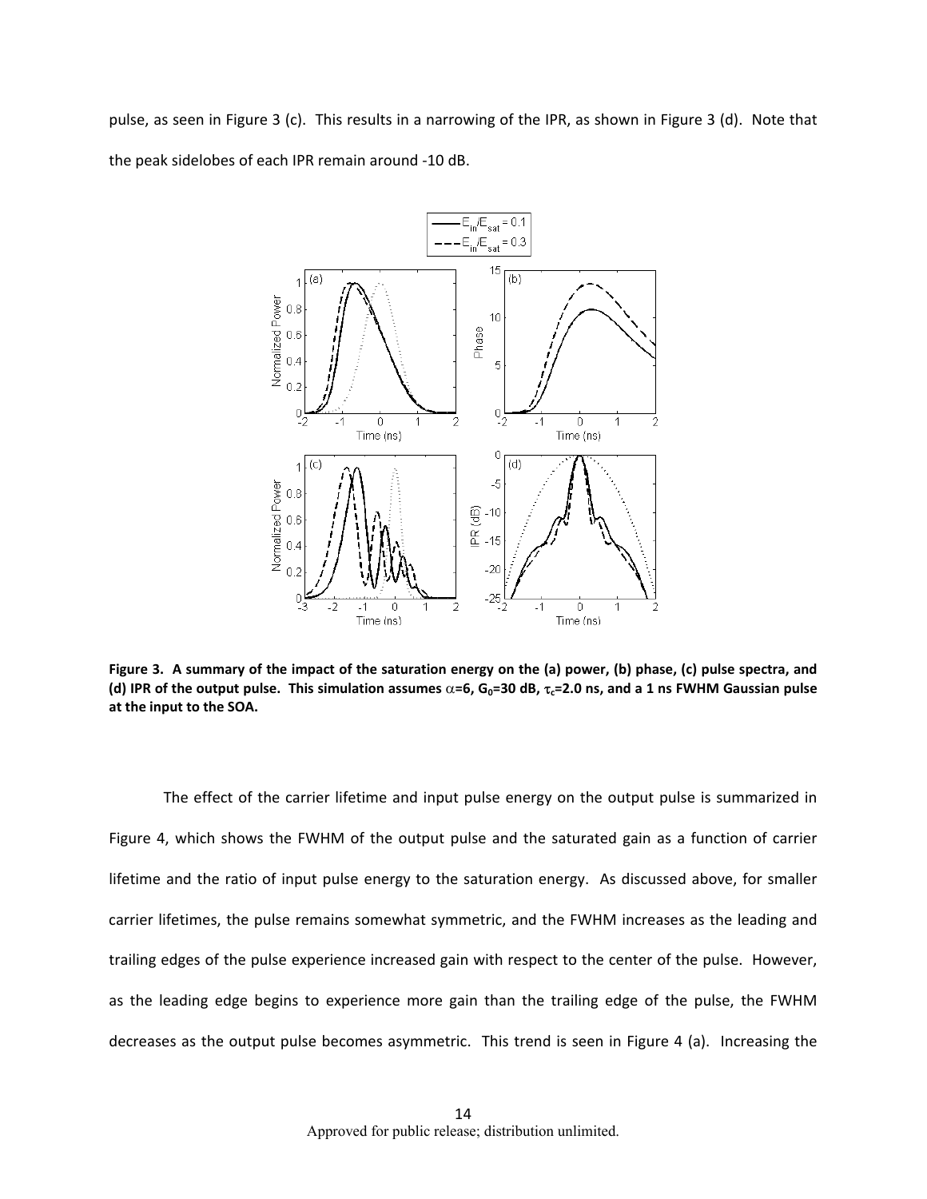pulse, as seen in Figure 3 (c). This results in a narrowing of the IPR, as shown in Figure 3 (d). Note that the peak sidelobes of each IPR remain around -10 dB.

**Figure 3. A summary of the impact of the saturation energy on the (a) power, (b) phase, (c) pulse spectra, and (d) IPR of the output pulse. This simulation assumes $\alpha$=6, $G_0$=30 dB, $\tau_c$=2.0 ns, and a 1 ns FWHM Gaussian pulse at the input to the SOA.**

The effect of the carrier lifetime and input pulse energy on the output pulse is summarized in Figure 4, which shows the FWHM of the output pulse and the saturated gain as a function of carrier lifetime and the ratio of input pulse energy to the saturation energy. As discussed above, for smaller carrier lifetimes, the pulse remains somewhat symmetric, and the FWHM increases as the leading and trailing edges of the pulse experience increased gain with respect to the center of the pulse. However, as the leading edge begins to experience more gain than the trailing edge of the pulse, the FWHM decreases as the output pulse becomes asymmetric. This trend is seen in Figure 4 (a). Increasing the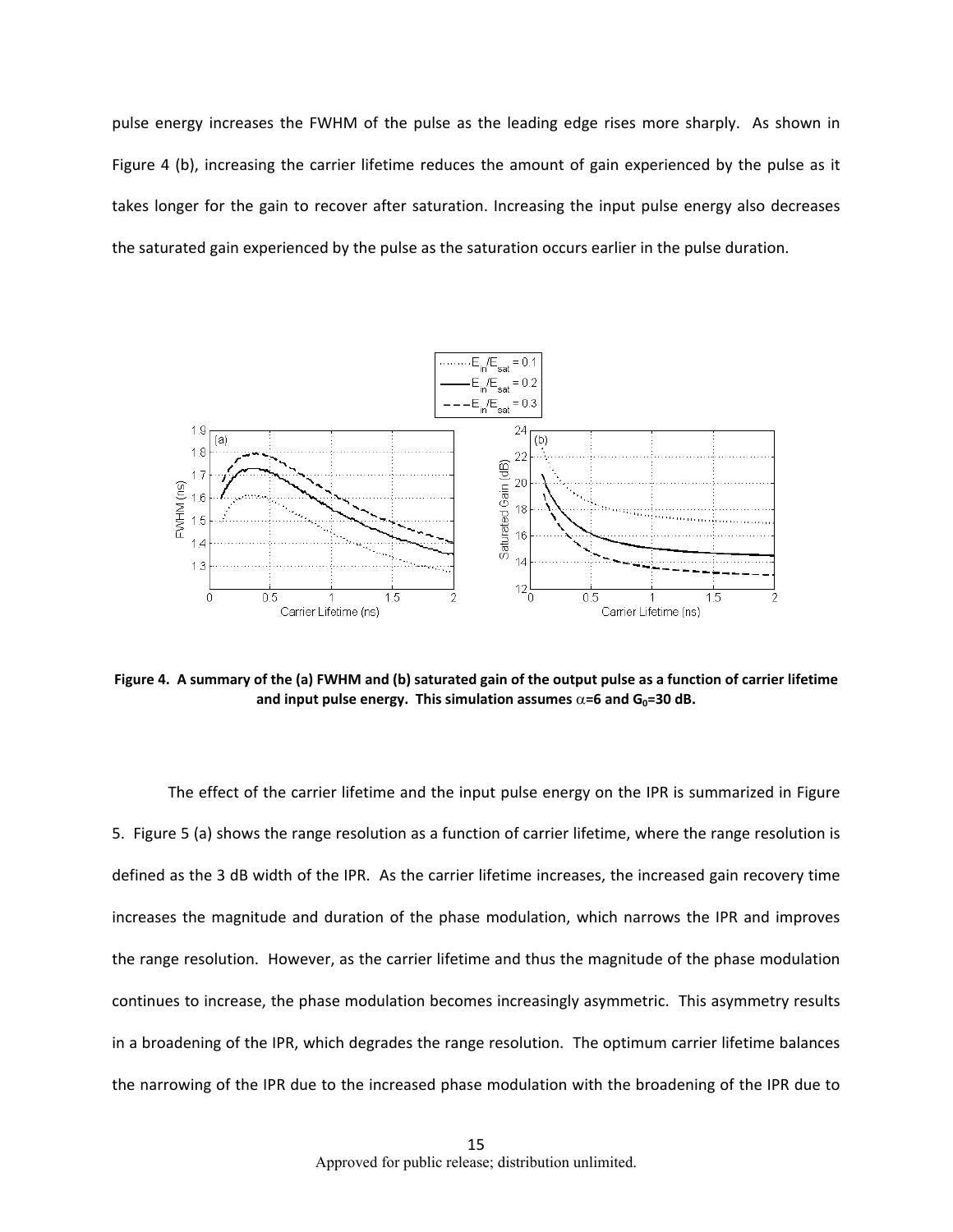pulse energy increases the FWHM of the pulse as the leading edge rises more sharply. As shown in Figure 4 (b), increasing the carrier lifetime reduces the amount of gain experienced by the pulse as it takes longer for the gain to recover after saturation. Increasing the input pulse energy also decreases the saturated gain experienced by the pulse as the saturation occurs earlier in the pulse duration.

**Figure 4. A summary of the (a) FWHM and (b) saturated gain of the output pulse as a function of carrier lifetime and input pulse energy. This simulation assumes $\alpha$=6 and $G_0$=30 dB.**

The effect of the carrier lifetime and the input pulse energy on the IPR is summarized in Figure 5. Figure 5 (a) shows the range resolution as a function of carrier lifetime, where the range resolution is defined as the 3 dB width of the IPR. As the carrier lifetime increases, the increased gain recovery time increases the magnitude and duration of the phase modulation, which narrows the IPR and improves the range resolution. However, as the carrier lifetime and thus the magnitude of the phase modulation continues to increase, the phase modulation becomes increasingly asymmetric. This asymmetry results in a broadening of the IPR, which degrades the range resolution. The optimum carrier lifetime balances the narrowing of the IPR due to the increased phase modulation with the broadening of the IPR due to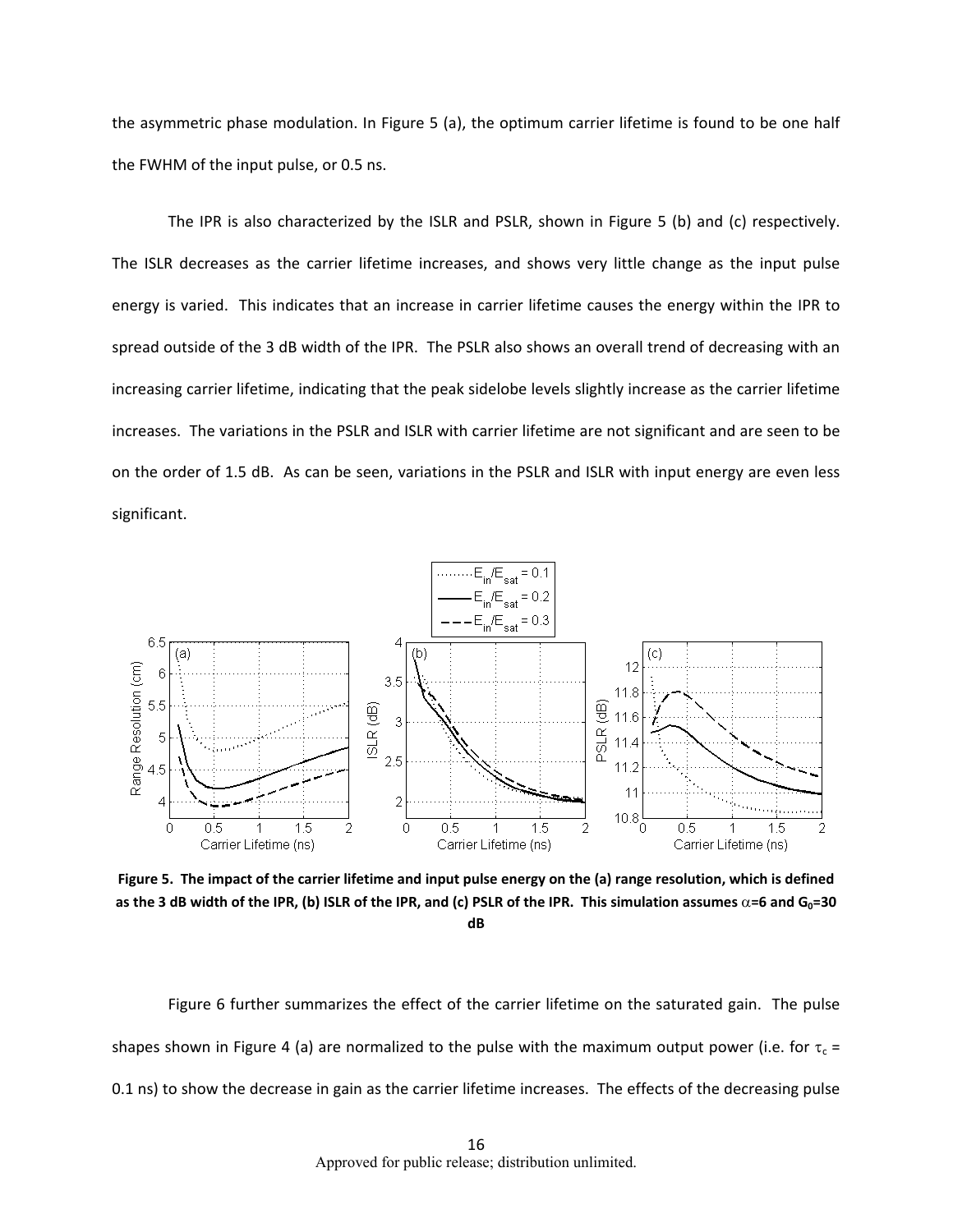the asymmetric phase modulation. In Figure 5 (a), the optimum carrier lifetime is found to be one half the FWHM of the input pulse, or 0.5 ns.

The IPR is also characterized by the ISLR and PSLR, shown in Figure 5 (b) and (c) respectively. The ISLR decreases as the carrier lifetime increases, and shows very little change as the input pulse energy is varied. This indicates that an increase in carrier lifetime causes the energy within the IPR to spread outside of the 3 dB width of the IPR. The PSLR also shows an overall trend of decreasing with an increasing carrier lifetime, indicating that the peak sidelobe levels slightly increase as the carrier lifetime increases. The variations in the PSLR and ISLR with carrier lifetime are not significant and are seen to be on the order of 1.5 dB. As can be seen, variations in the PSLR and ISLR with input energy are even less significant.

**Figure 5. The impact of the carrier lifetime and input pulse energy on the (a) range resolution, which is defined as the 3 dB width of the IPR, (b) ISLR of the IPR, and (c) PSLR of the IPR. This simulation assumes $\alpha$=6 and $G_0$=30 dB**

Figure 6 further summarizes the effect of the carrier lifetime on the saturated gain. The pulse shapes shown in Figure 4 (a) are normalized to the pulse with the maximum output power (i.e. for $\tau_c$ = 0.1 ns) to show the decrease in gain as the carrier lifetime increases. The effects of the decreasing pulse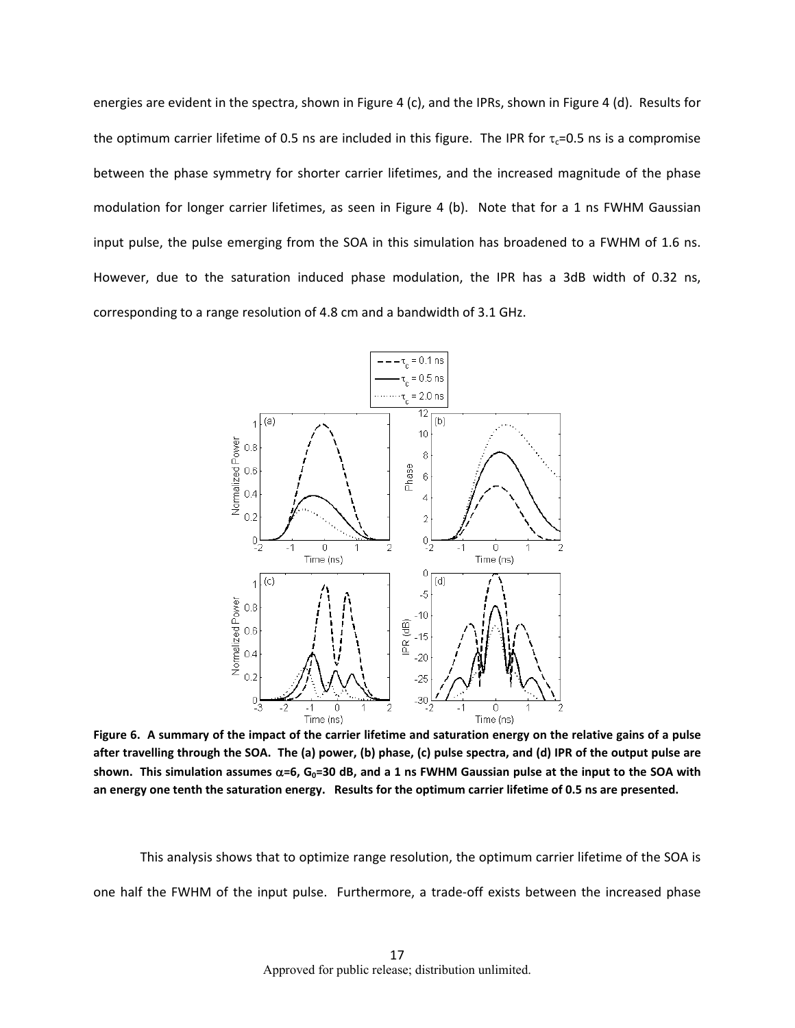energies are evident in the spectra, shown in Figure 4 (c), and the IPRs, shown in Figure 4 (d). Results for the optimum carrier lifetime of 0.5 ns are included in this figure. The IPR for $\tau_c$=0.5 ns is a compromise between the phase symmetry for shorter carrier lifetimes, and the increased magnitude of the phase modulation for longer carrier lifetimes, as seen in Figure 4 (b). Note that for a 1 ns FWHM Gaussian input pulse, the pulse emerging from the SOA in this simulation has broadened to a FWHM of 1.6 ns. However, due to the saturation induced phase modulation, the IPR has a 3dB width of 0.32 ns, corresponding to a range resolution of 4.8 cm and a bandwidth of 3.1 GHz.

**Figure 6. A summary of the impact of the carrier lifetime and saturation energy on the relative gains of a pulse after travelling through the SOA. The (a) power, (b) phase, (c) pulse spectra, and (d) IPR of the output pulse are shown. This simulation assumes $\alpha$=6, $G_0$=30 dB, and a 1 ns FWHM Gaussian pulse at the input to the SOA with an energy one tenth the saturation energy. Results for the optimum carrier lifetime of 0.5 ns are presented.**

This analysis shows that to optimize range resolution, the optimum carrier lifetime of the SOA is one half the FWHM of the input pulse. Furthermore, a trade-off exists between the increased phase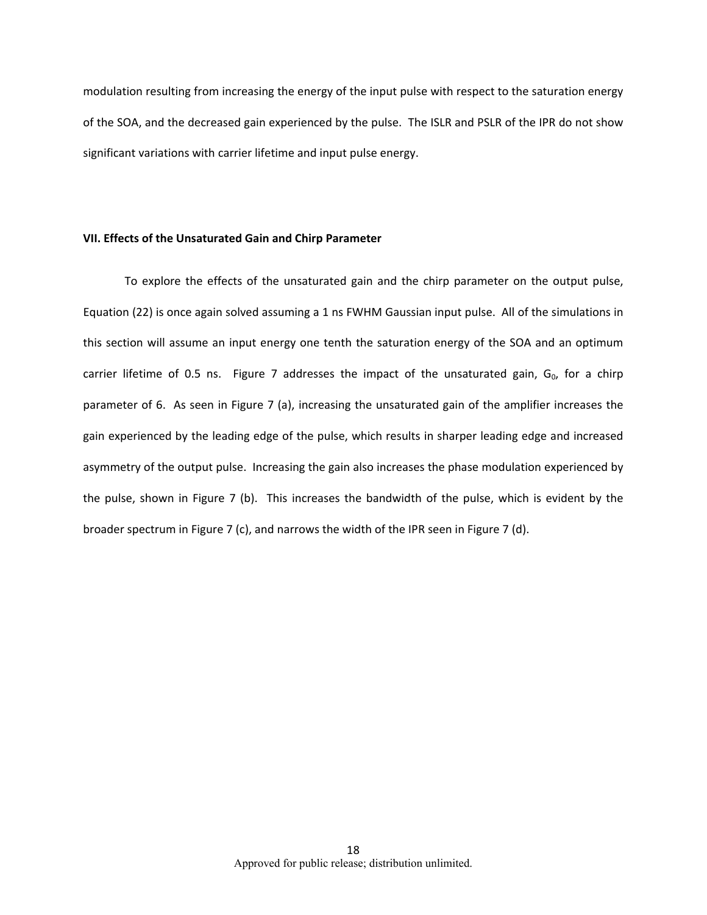modulation resulting from increasing the energy of the input pulse with respect to the saturation energy of the SOA, and the decreased gain experienced by the pulse. The ISLR and PSLR of the IPR do not show significant variations with carrier lifetime and input pulse energy.

## VII. Effects of the Unsaturated Gain and Chirp Parameter

To explore the effects of the unsaturated gain and the chirp parameter on the output pulse, Equation (22) is once again solved assuming a 1 ns FWHM Gaussian input pulse. All of the simulations in this section will assume an input energy one tenth the saturation energy of the SOA and an optimum carrier lifetime of 0.5 ns. Figure 7 addresses the impact of the unsaturated gain, $G_0$, for a chirp parameter of 6. As seen in Figure 7 (a), increasing the unsaturated gain of the amplifier increases the gain experienced by the leading edge of the pulse, which results in sharper leading edge and increased asymmetry of the output pulse. Increasing the gain also increases the phase modulation experienced by the pulse, shown in Figure 7 (b). This increases the bandwidth of the pulse, which is evident by the broader spectrum in Figure 7 (c), and narrows the width of the IPR seen in Figure 7 (d).

Approved for public release; distribution unlimited.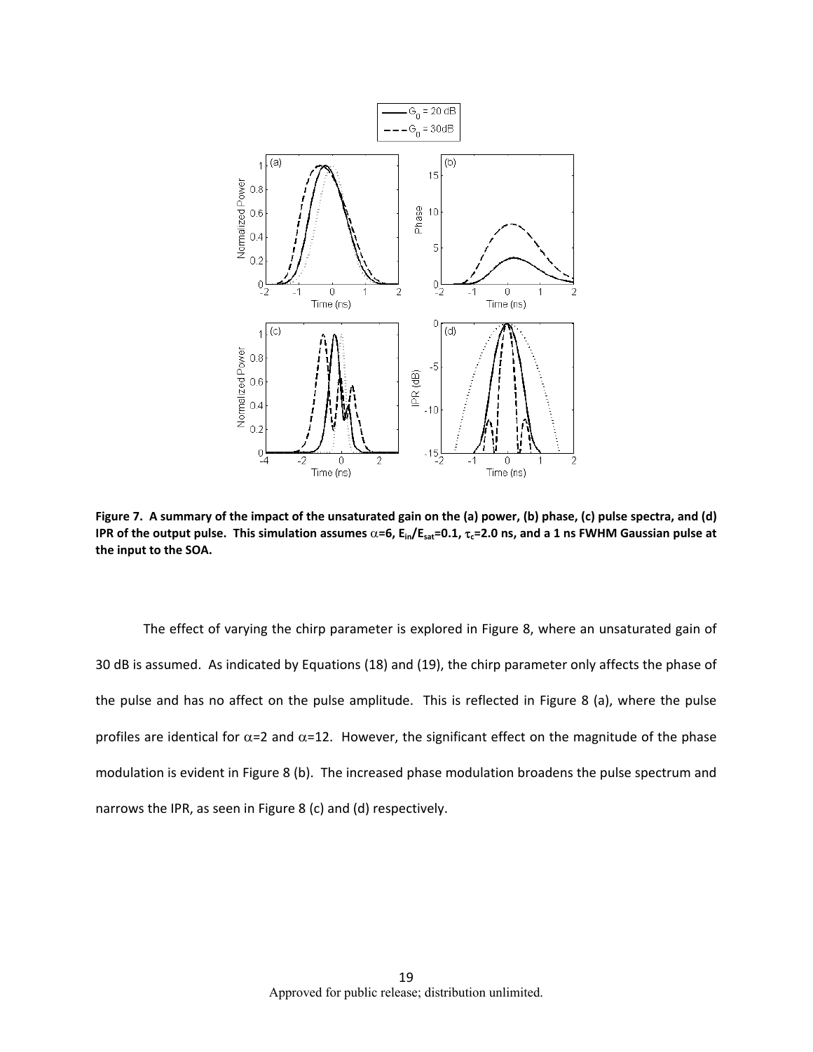**Figure 7. A summary of the impact of the unsaturated gain on the (a) power, (b) phase, (c) pulse spectra, and (d) IPR of the output pulse. This simulation assumes $\alpha$=6, $E_{in}/E_{sat}$=0.1, $\tau_c$=2.0 ns, and a 1 ns FWHM Gaussian pulse at the input to the SOA.**

The effect of varying the chirp parameter is explored in Figure 8, where an unsaturated gain of 30 dB is assumed. As indicated by Equations (18) and (19), the chirp parameter only affects the phase of the pulse and has no affect on the pulse amplitude. This is reflected in Figure 8 (a), where the pulse profiles are identical for $\alpha$=2 and $\alpha$=12. However, the significant effect on the magnitude of the phase modulation is evident in Figure 8 (b). The increased phase modulation broadens the pulse spectrum and narrows the IPR, as seen in Figure 8 (c) and (d) respectively.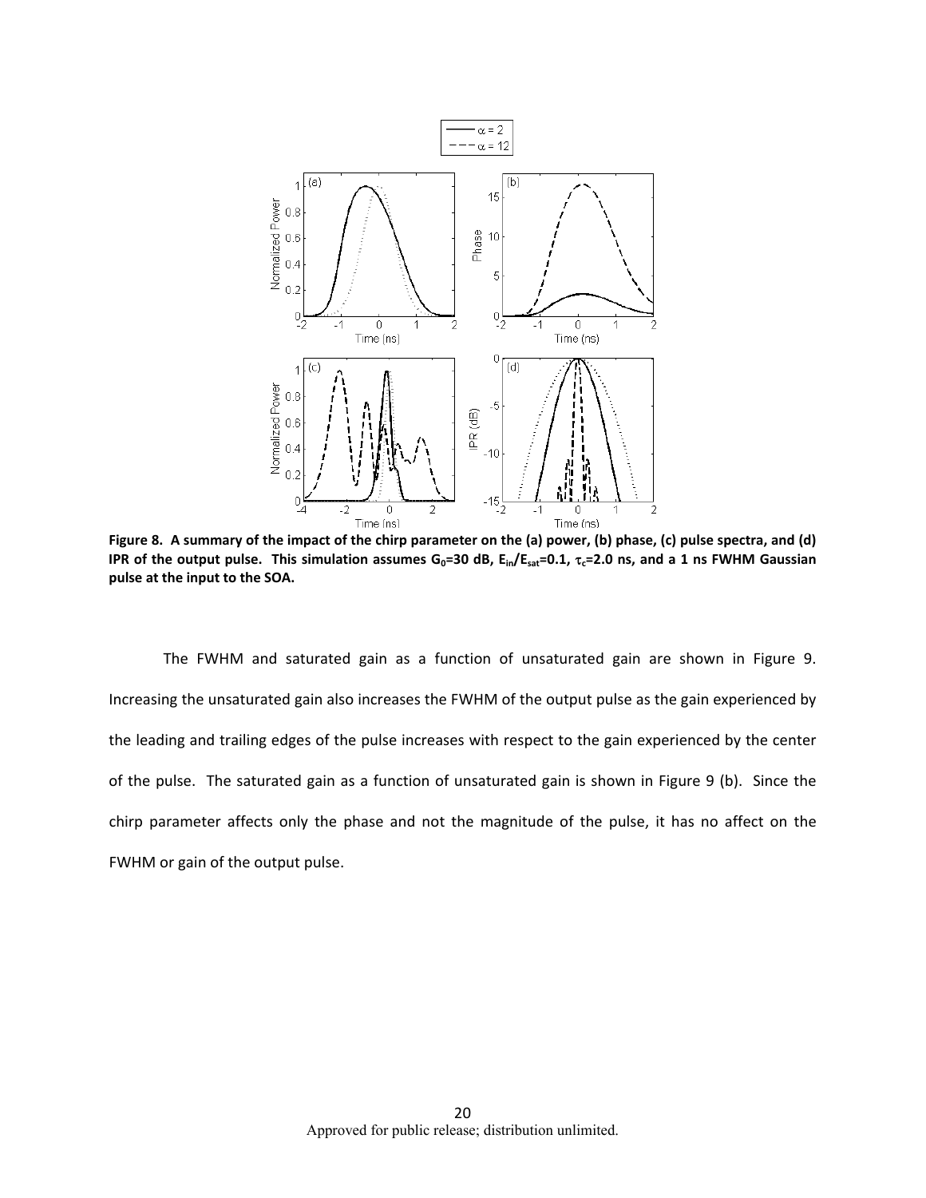**Figure 8. A summary of the impact of the chirp parameter on the (a) power, (b) phase, (c) pulse spectra, and (d) IPR of the output pulse. This simulation assumes $G_0$=30 dB, $E_{in}/E_{sat}$=0.1, $\tau_c$=2.0 ns, and a 1 ns FWHM Gaussian pulse at the input to the SOA.**

The FWHM and saturated gain as a function of unsaturated gain are shown in Figure 9. Increasing the unsaturated gain also increases the FWHM of the output pulse as the gain experienced by the leading and trailing edges of the pulse increases with respect to the gain experienced by the center of the pulse. The saturated gain as a function of unsaturated gain is shown in Figure 9 (b). Since the chirp parameter affects only the phase and not the magnitude of the pulse, it has no affect on the FWHM or gain of the output pulse.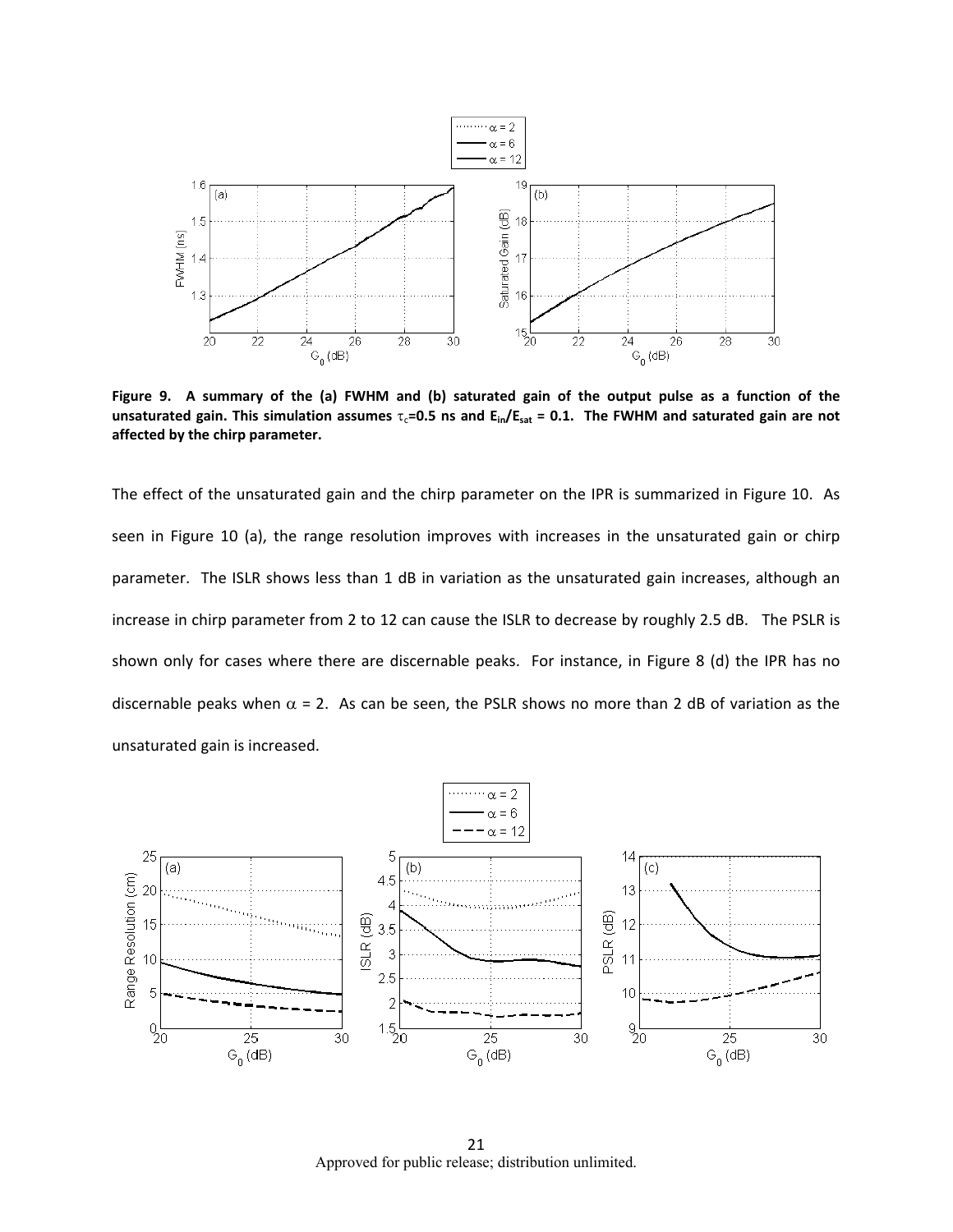**Figure 9. A summary of the (a) FWHM and (b) saturated gain of the output pulse as a function of the unsaturated gain. This simulation assumes $\tau_c$=0.5 ns and $E_{in}/E_{sat}$ = 0.1. The FWHM and saturated gain are not affected by the chirp parameter.**

The effect of the unsaturated gain and the chirp parameter on the IPR is summarized in Figure 10. As seen in Figure 10 (a), the range resolution improves with increases in the unsaturated gain or chirp parameter. The ISLR shows less than 1 dB in variation as the unsaturated gain increases, although an increase in chirp parameter from 2 to 12 can cause the ISLR to decrease by roughly 2.5 dB. The PSLR is shown only for cases where there are discernable peaks. For instance, in Figure 8 (d) the IPR has no discernable peaks when $\alpha$ = 2. As can be seen, the PSLR shows no more than 2 dB of variation as the unsaturated gain is increased.

Approved for public release; distribution unlimited.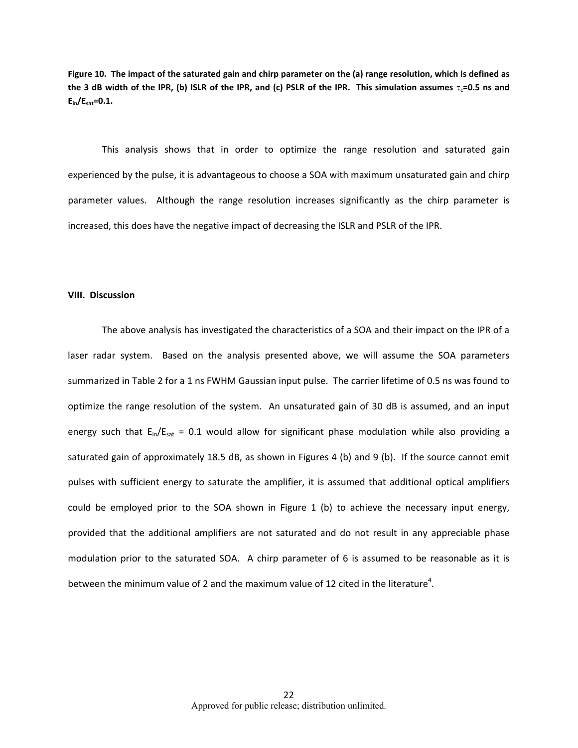**Figure 10. The impact of the saturated gain and chirp parameter on the (a) range resolution, which is defined as the 3 dB width of the IPR, (b) ISLR of the IPR, and (c) PSLR of the IPR. This simulation assumes $\tau_c$=0.5 ns and $E_{in}/E_{sat}$=0.1.**

This analysis shows that in order to optimize the range resolution and saturated gain experienced by the pulse, it is advantageous to choose a SOA with maximum unsaturated gain and chirp parameter values. Although the range resolution increases significantly as the chirp parameter is increased, this does have the negative impact of decreasing the ISLR and PSLR of the IPR.

## VIII. Discussion

The above analysis has investigated the characteristics of a SOA and their impact on the IPR of a laser radar system. Based on the analysis presented above, we will assume the SOA parameters summarized in Table 2 for a 1 ns FWHM Gaussian input pulse. The carrier lifetime of 0.5 ns was found to optimize the range resolution of the system. An unsaturated gain of 30 dB is assumed, and an input energy such that $E_{in}/E_{sat}$ = 0.1 would allow for significant phase modulation while also providing a saturated gain of approximately 18.5 dB, as shown in Figures 4 (b) and 9 (b). If the source cannot emit pulses with sufficient energy to saturate the amplifier, it is assumed that additional optical amplifiers could be employed prior to the SOA shown in Figure 1 (b) to achieve the necessary input energy, provided that the additional amplifiers are not saturated and do not result in any appreciable phase modulation prior to the saturated SOA. A chirp parameter of 6 is assumed to be reasonable as it is between the minimum value of 2 and the maximum value of 12 cited in the literature[4].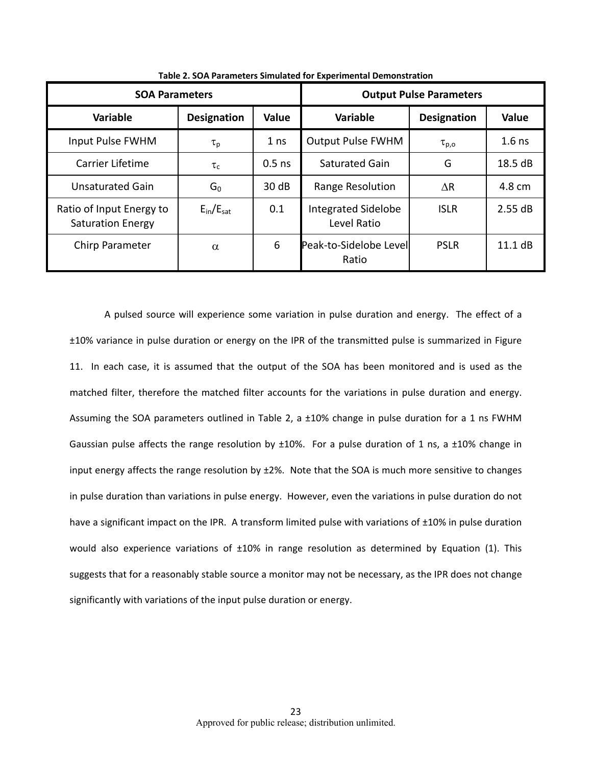**Table 2. SOA Parameters Simulated for Experimental Demonstration**

| SOA Parameters | | | Output Pulse Parameters | | |
|---|---|---|---|---|---|
| **Variable** | **Designation** | **Value** | **Variable** | **Designation** | **Value** |
| Input Pulse FWHM | $\tau_p$ | 1 ns | Output Pulse FWHM | $\tau_{p,o}$ | 1.6 ns |
| Carrier Lifetime | $\tau_c$ | 0.5 ns | Saturated Gain | G | 18.5 dB |
| Unsaturated Gain | $G_0$ | 30 dB | Range Resolution | $\Delta R$ | 4.8 cm |
| Ratio of Input Energy to Saturation Energy | $E_{in}/E_{sat}$ | 0.1 | Integrated Sidelobe Level Ratio | ISLR | 2.55 dB |
| Chirp Parameter | $\alpha$ | 6 | Peak-to-Sidelobe Level Ratio | PSLR | 11.1 dB |

A pulsed source will experience some variation in pulse duration and energy. The effect of a ±10% variance in pulse duration or energy on the IPR of the transmitted pulse is summarized in Figure 11. In each case, it is assumed that the output of the SOA has been monitored and is used as the matched filter, therefore the matched filter accounts for the variations in pulse duration and energy. Assuming the SOA parameters outlined in Table 2, a ±10% change in pulse duration for a 1 ns FWHM Gaussian pulse affects the range resolution by ±10%. For a pulse duration of 1 ns, a ±10% change in input energy affects the range resolution by ±2%. Note that the SOA is much more sensitive to changes in pulse duration than variations in pulse energy. However, even the variations in pulse duration do not have a significant impact on the IPR. A transform limited pulse with variations of ±10% in pulse duration would also experience variations of ±10% in range resolution as determined by Equation (1). This suggests that for a reasonably stable source a monitor may not be necessary, as the IPR does not change significantly with variations of the input pulse duration or energy.

Approved for public release; distribution unlimited.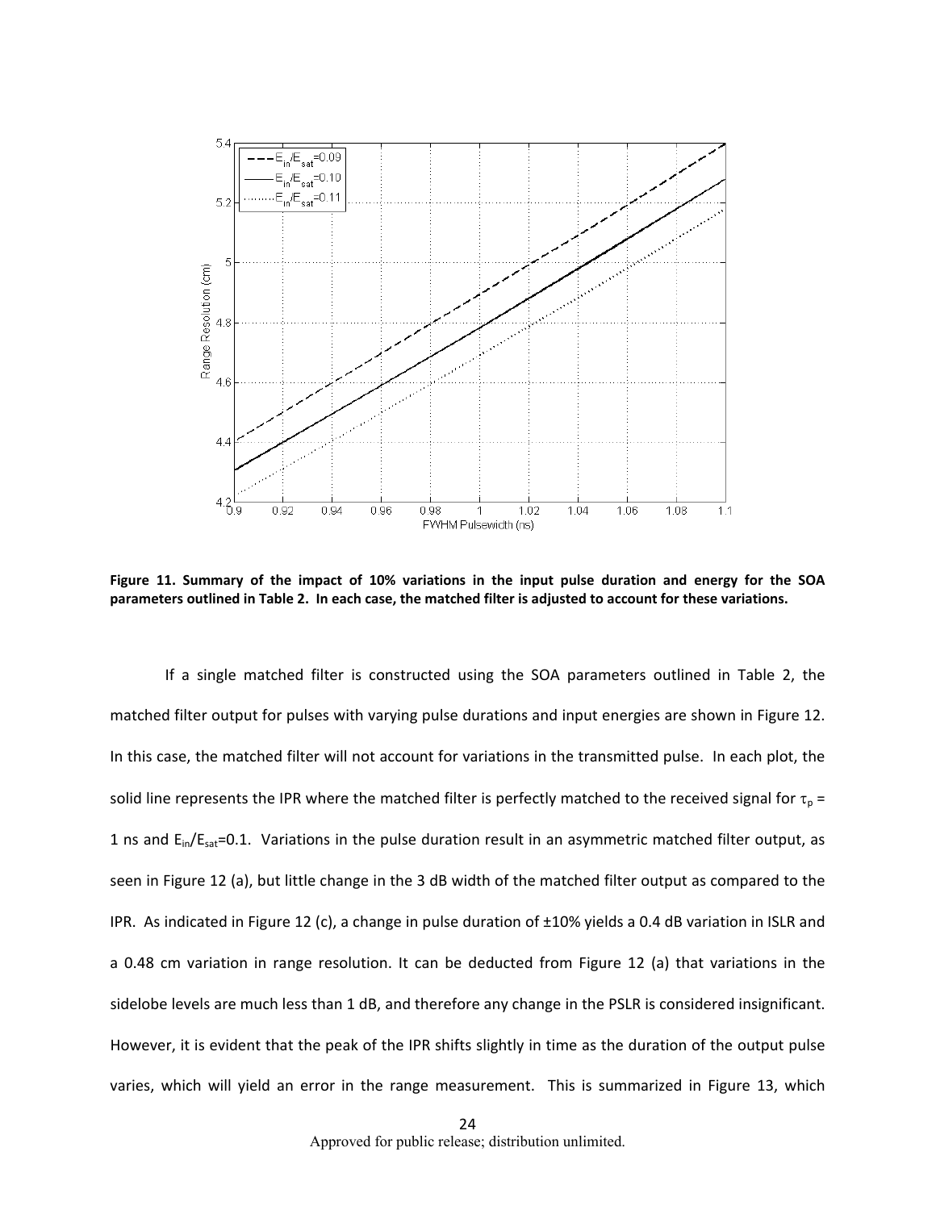**Figure 11. Summary of the impact of 10% variations in the input pulse duration and energy for the SOA parameters outlined in Table 2. In each case, the matched filter is adjusted to account for these variations.**

If a single matched filter is constructed using the SOA parameters outlined in Table 2, the matched filter output for pulses with varying pulse durations and input energies are shown in Figure 12. In this case, the matched filter will not account for variations in the transmitted pulse. In each plot, the solid line represents the IPR where the matched filter is perfectly matched to the received signal for $\tau_p$ = 1 ns and $E_{in}/E_{sat}$=0.1. Variations in the pulse duration result in an asymmetric matched filter output, as seen in Figure 12 (a), but little change in the 3 dB width of the matched filter output as compared to the IPR. As indicated in Figure 12 (c), a change in pulse duration of ±10% yields a 0.4 dB variation in ISLR and a 0.48 cm variation in range resolution. It can be deducted from Figure 12 (a) that variations in the sidelobe levels are much less than 1 dB, and therefore any change in the PSLR is considered insignificant. However, it is evident that the peak of the IPR shifts slightly in time as the duration of the output pulse varies, which will yield an error in the range measurement. This is summarized in Figure 13, which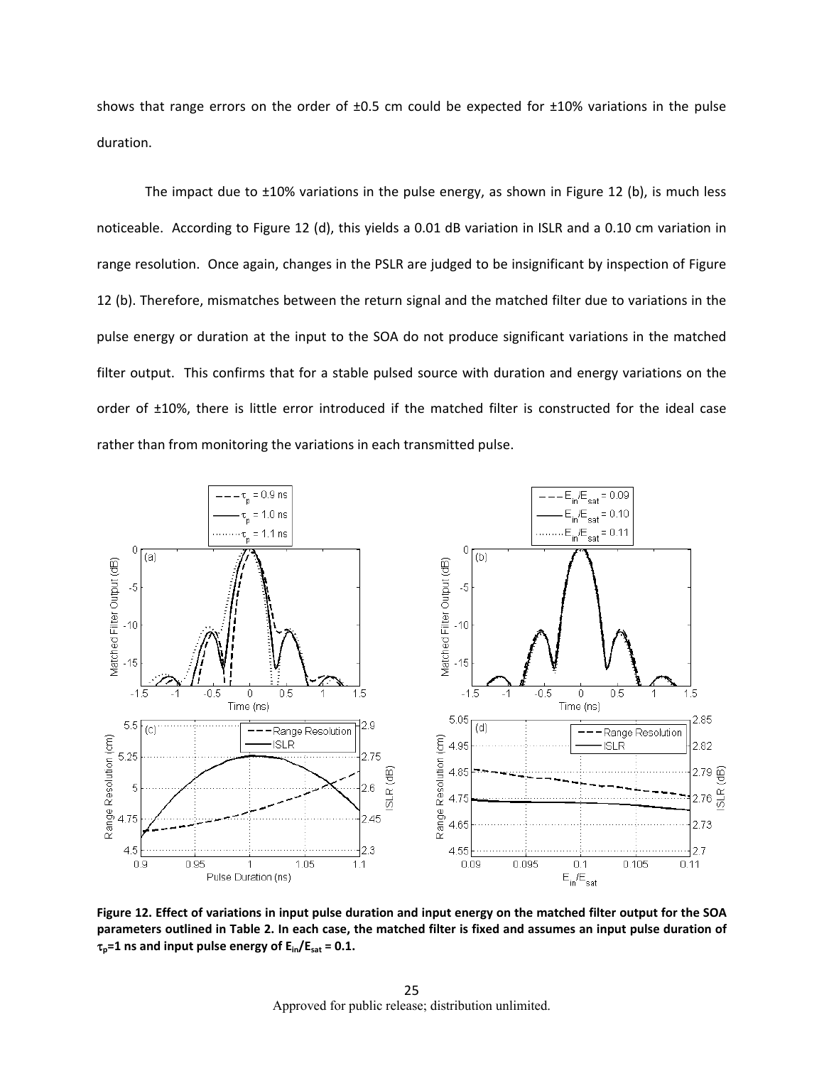shows that range errors on the order of ±0.5 cm could be expected for ±10% variations in the pulse duration.

The impact due to ±10% variations in the pulse energy, as shown in Figure 12 (b), is much less noticeable. According to Figure 12 (d), this yields a 0.01 dB variation in ISLR and a 0.10 cm variation in range resolution. Once again, changes in the PSLR are judged to be insignificant by inspection of Figure 12 (b). Therefore, mismatches between the return signal and the matched filter due to variations in the pulse energy or duration at the input to the SOA do not produce significant variations in the matched filter output. This confirms that for a stable pulsed source with duration and energy variations on the order of ±10%, there is little error introduced if the matched filter is constructed for the ideal case rather than from monitoring the variations in each transmitted pulse.

**Figure 12. Effect of variations in input pulse duration and input energy on the matched filter output for the SOA parameters outlined in Table 2. In each case, the matched filter is fixed and assumes an input pulse duration of $\tau_p$=1 ns and input pulse energy of $E_{in}/E_{sat}$ = 0.1.**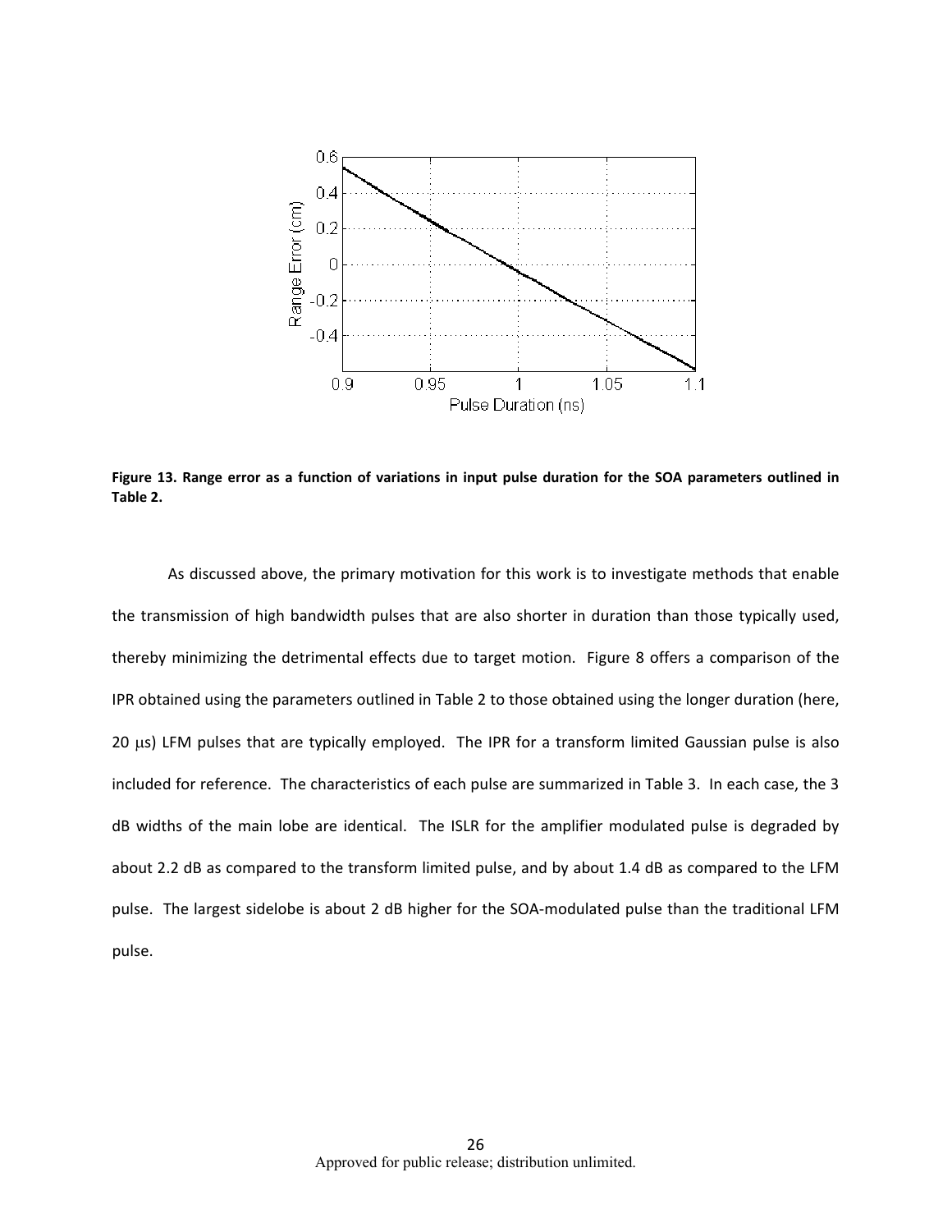**Figure 13. Range error as a function of variations in input pulse duration for the SOA parameters outlined in Table 2.**

As discussed above, the primary motivation for this work is to investigate methods that enable the transmission of high bandwidth pulses that are also shorter in duration than those typically used, thereby minimizing the detrimental effects due to target motion. Figure 8 offers a comparison of the IPR obtained using the parameters outlined in Table 2 to those obtained using the longer duration (here, 20 $\mu$s) LFM pulses that are typically employed. The IPR for a transform limited Gaussian pulse is also included for reference. The characteristics of each pulse are summarized in Table 3. In each case, the 3 dB widths of the main lobe are identical. The ISLR for the amplifier modulated pulse is degraded by about 2.2 dB as compared to the transform limited pulse, and by about 1.4 dB as compared to the LFM pulse. The largest sidelobe is about 2 dB higher for the SOA-modulated pulse than the traditional LFM pulse.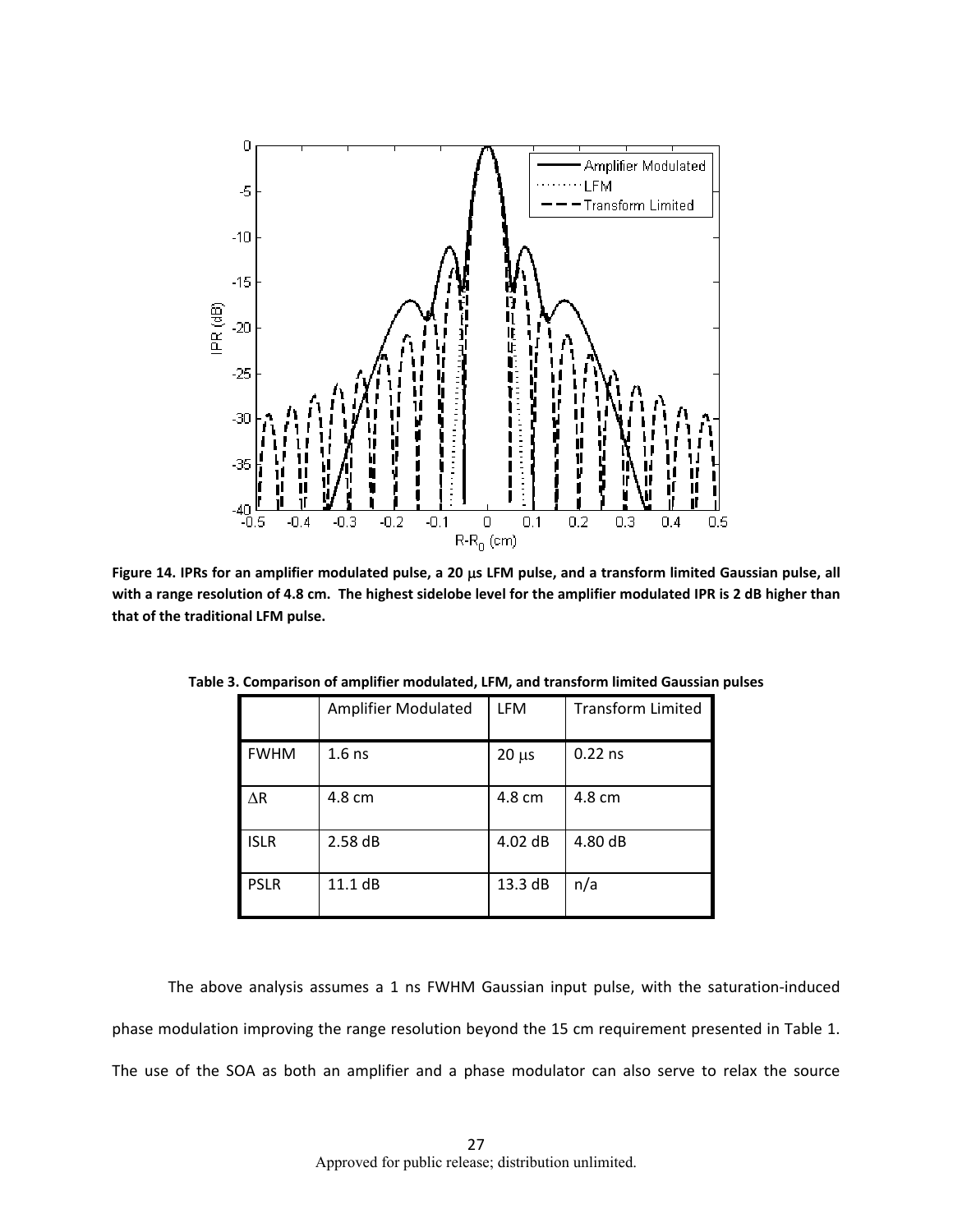Figure 14. IPRs for an amplifier modulated pulse, a 20 μs LFM pulse, and a transform limited Gaussian pulse, all with a range resolution of 4.8 cm. The highest sidelobe level for the amplifier modulated IPR is 2 dB higher than that of the traditional LFM pulse.

**Table 3. Comparison of amplifier modulated, LFM, and transform limited Gaussian pulses**

| | Amplifier Modulated | LFM | Transform Limited |
|---|---|---|---|
| FWHM | 1.6 ns | 20 μs | 0.22 ns |
| ΔR | 4.8 cm | 4.8 cm | 4.8 cm |
| ISLR | 2.58 dB | 4.02 dB | 4.80 dB |
| PSLR | 11.1 dB | 13.3 dB | n/a |

The above analysis assumes a 1 ns FWHM Gaussian input pulse, with the saturation-induced phase modulation improving the range resolution beyond the 15 cm requirement presented in Table 1. The use of the SOA as both an amplifier and a phase modulator can also serve to relax the source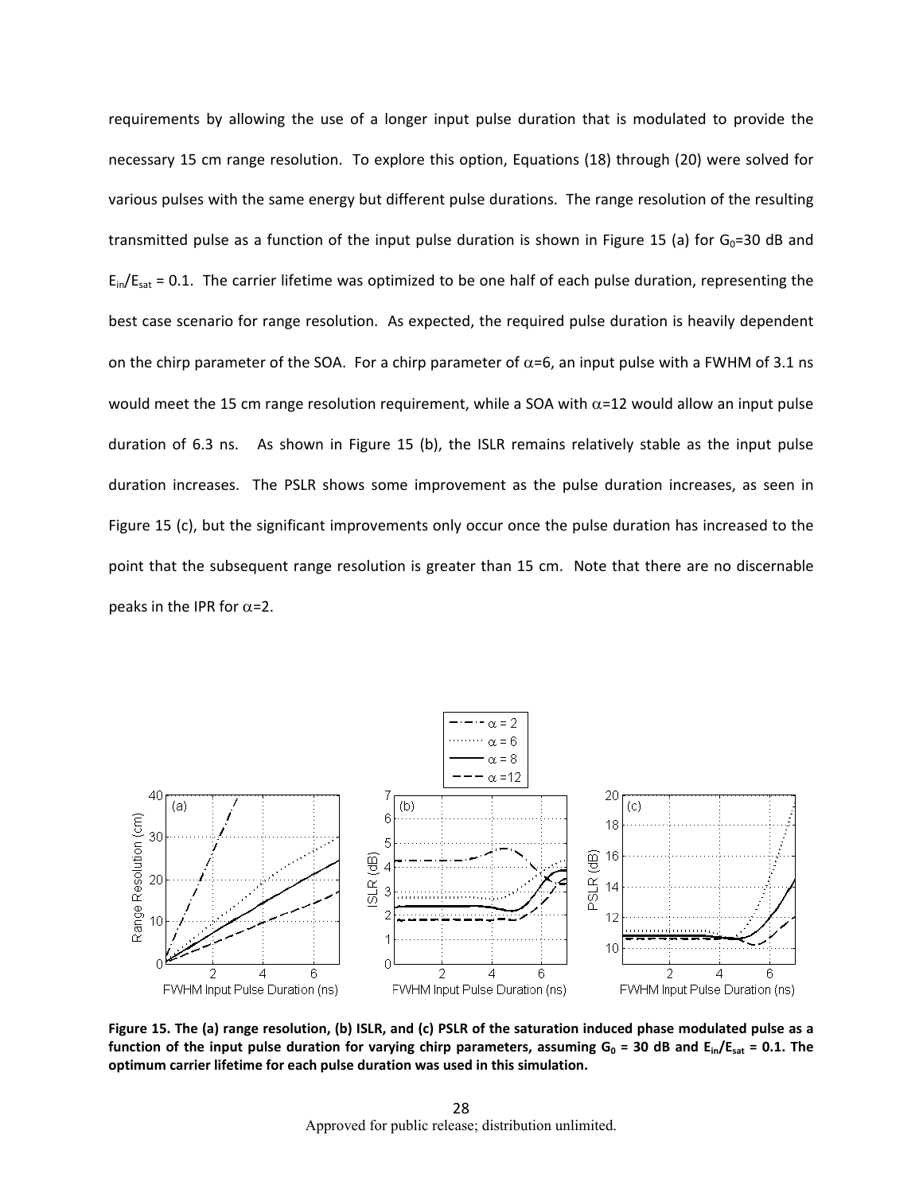requirements by allowing the use of a longer input pulse duration that is modulated to provide the necessary 15 cm range resolution. To explore this option, Equations (18) through (20) were solved for various pulses with the same energy but different pulse durations. The range resolution of the resulting transmitted pulse as a function of the input pulse duration is shown in Figure 15 (a) for $G_0$=30 dB and $E_{in}/E_{sat}$ = 0.1. The carrier lifetime was optimized to be one half of each pulse duration, representing the best case scenario for range resolution. As expected, the required pulse duration is heavily dependent on the chirp parameter of the SOA. For a chirp parameter of $\alpha$=6, an input pulse with a FWHM of 3.1 ns would meet the 15 cm range resolution requirement, while a SOA with $\alpha$=12 would allow an input pulse duration of 6.3 ns. As shown in Figure 15 (b), the ISLR remains relatively stable as the input pulse duration increases. The PSLR shows some improvement as the pulse duration increases, as seen in Figure 15 (c), but the significant improvements only occur once the pulse duration has increased to the point that the subsequent range resolution is greater than 15 cm. Note that there are no discernable peaks in the IPR for $\alpha$=2.

**Figure 15. The (a) range resolution, (b) ISLR, and (c) PSLR of the saturation induced phase modulated pulse as a function of the input pulse duration for varying chirp parameters, assuming $G_0$ = 30 dB and $E_{in}/E_{sat}$ = 0.1. The optimum carrier lifetime for each pulse duration was used in this simulation.**

Approved for public release; distribution unlimited.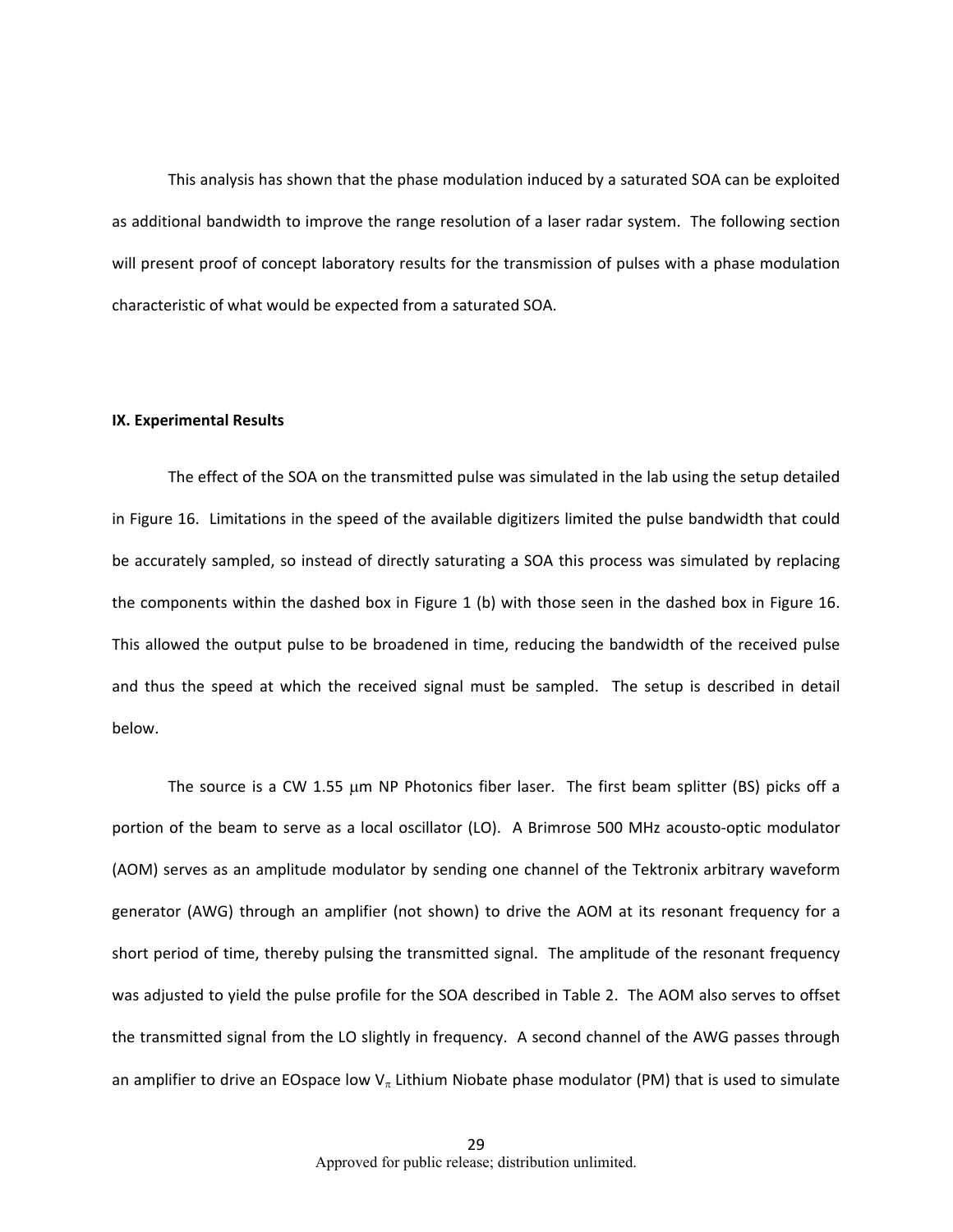This analysis has shown that the phase modulation induced by a saturated SOA can be exploited as additional bandwidth to improve the range resolution of a laser radar system. The following section will present proof of concept laboratory results for the transmission of pulses with a phase modulation characteristic of what would be expected from a saturated SOA.

## IX. Experimental Results

The effect of the SOA on the transmitted pulse was simulated in the lab using the setup detailed in Figure 16. Limitations in the speed of the available digitizers limited the pulse bandwidth that could be accurately sampled, so instead of directly saturating a SOA this process was simulated by replacing the components within the dashed box in Figure 1 (b) with those seen in the dashed box in Figure 16. This allowed the output pulse to be broadened in time, reducing the bandwidth of the received pulse and thus the speed at which the received signal must be sampled. The setup is described in detail below.

The source is a CW 1.55 $\mu$m NP Photonics fiber laser. The first beam splitter (BS) picks off a portion of the beam to serve as a local oscillator (LO). A Brimrose 500 MHz acousto-optic modulator (AOM) serves as an amplitude modulator by sending one channel of the Tektronix arbitrary waveform generator (AWG) through an amplifier (not shown) to drive the AOM at its resonant frequency for a short period of time, thereby pulsing the transmitted signal. The amplitude of the resonant frequency was adjusted to yield the pulse profile for the SOA described in Table 2. The AOM also serves to offset the transmitted signal from the LO slightly in frequency. A second channel of the AWG passes through an amplifier to drive an EOspace low $V_{\pi}$ Lithium Niobate phase modulator (PM) that is used to simulate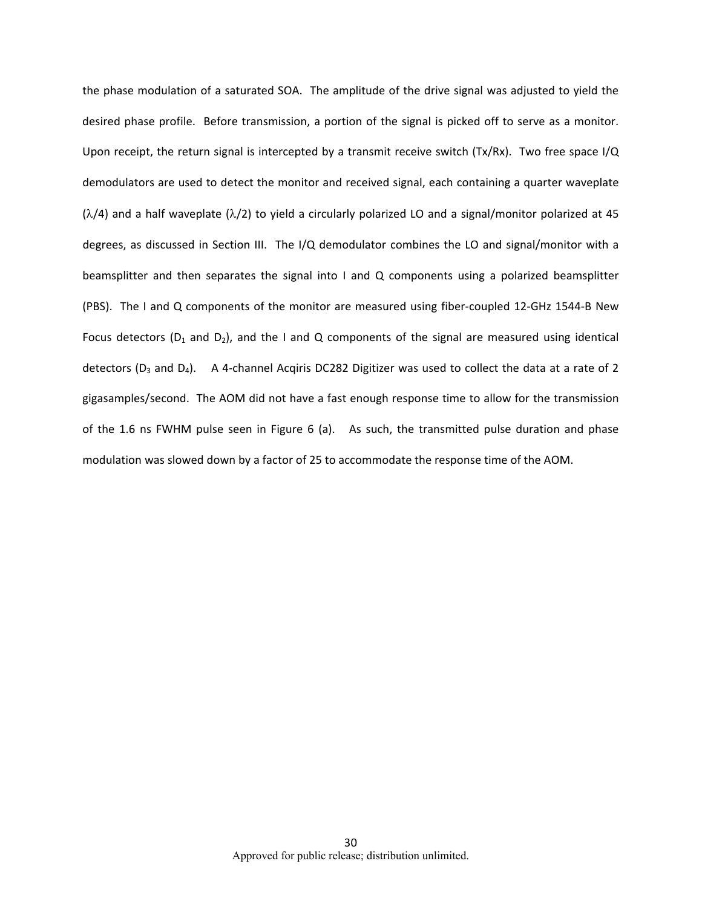the phase modulation of a saturated SOA. The amplitude of the drive signal was adjusted to yield the desired phase profile. Before transmission, a portion of the signal is picked off to serve as a monitor. Upon receipt, the return signal is intercepted by a transmit receive switch (Tx/Rx). Two free space I/Q demodulators are used to detect the monitor and received signal, each containing a quarter waveplate ($\lambda/4$) and a half waveplate ($\lambda/2$) to yield a circularly polarized LO and a signal/monitor polarized at 45 degrees, as discussed in Section III. The I/Q demodulator combines the LO and signal/monitor with a beamsplitter and then separates the signal into I and Q components using a polarized beamsplitter (PBS). The I and Q components of the monitor are measured using fiber-coupled 12-GHz 1544-B New Focus detectors ($D_1$ and $D_2$), and the I and Q components of the signal are measured using identical detectors ($D_3$ and $D_4$). A 4-channel Acqiris DC282 Digitizer was used to collect the data at a rate of 2 gigasamples/second. The AOM did not have a fast enough response time to allow for the transmission of the 1.6 ns FWHM pulse seen in Figure 6 (a). As such, the transmitted pulse duration and phase modulation was slowed down by a factor of 25 to accommodate the response time of the AOM.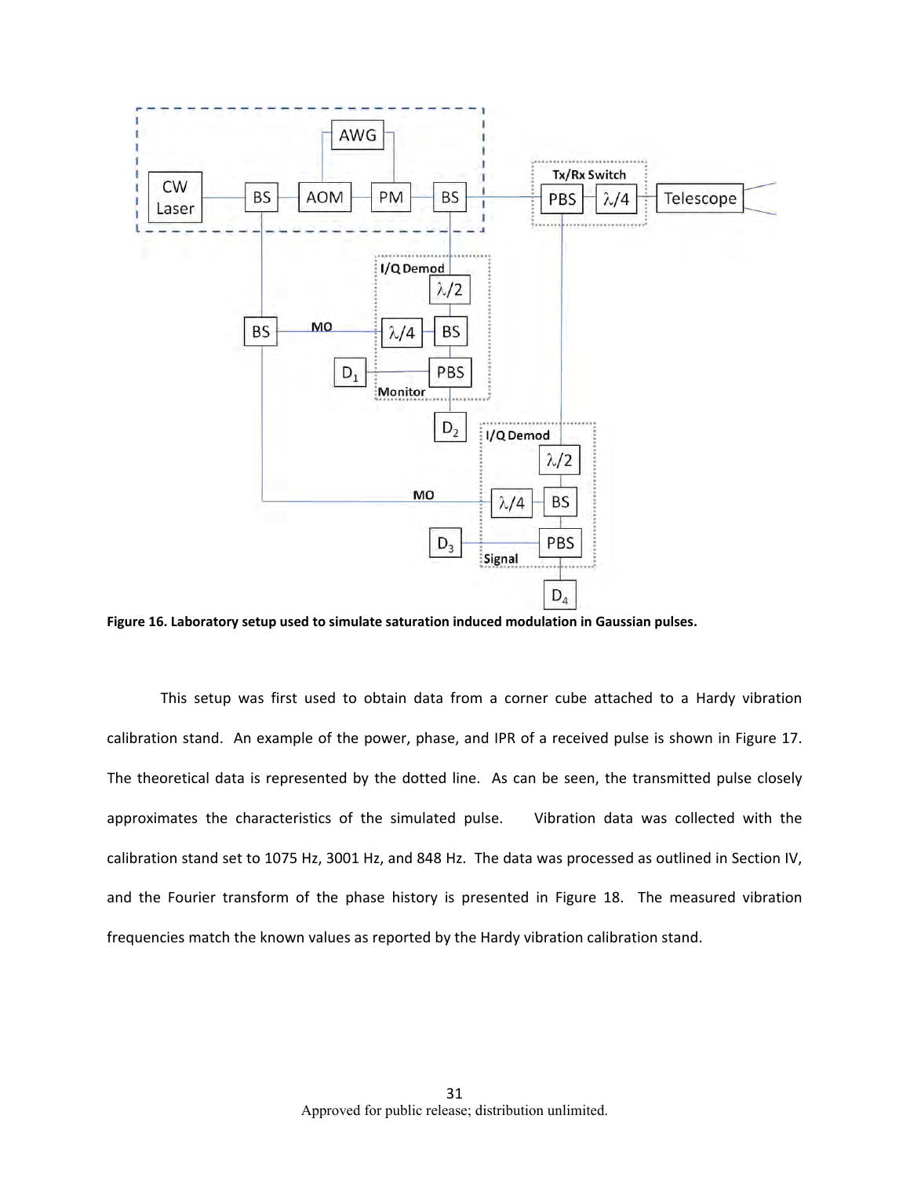**Figure 16. Laboratory setup used to simulate saturation induced modulation in Gaussian pulses.**

This setup was first used to obtain data from a corner cube attached to a Hardy vibration calibration stand. An example of the power, phase, and IPR of a received pulse is shown in Figure 17. The theoretical data is represented by the dotted line. As can be seen, the transmitted pulse closely approximates the characteristics of the simulated pulse. Vibration data was collected with the calibration stand set to 1075 Hz, 3001 Hz, and 848 Hz. The data was processed as outlined in Section IV, and the Fourier transform of the phase history is presented in Figure 18. The measured vibration frequencies match the known values as reported by the Hardy vibration calibration stand.

Approved for public release; distribution unlimited.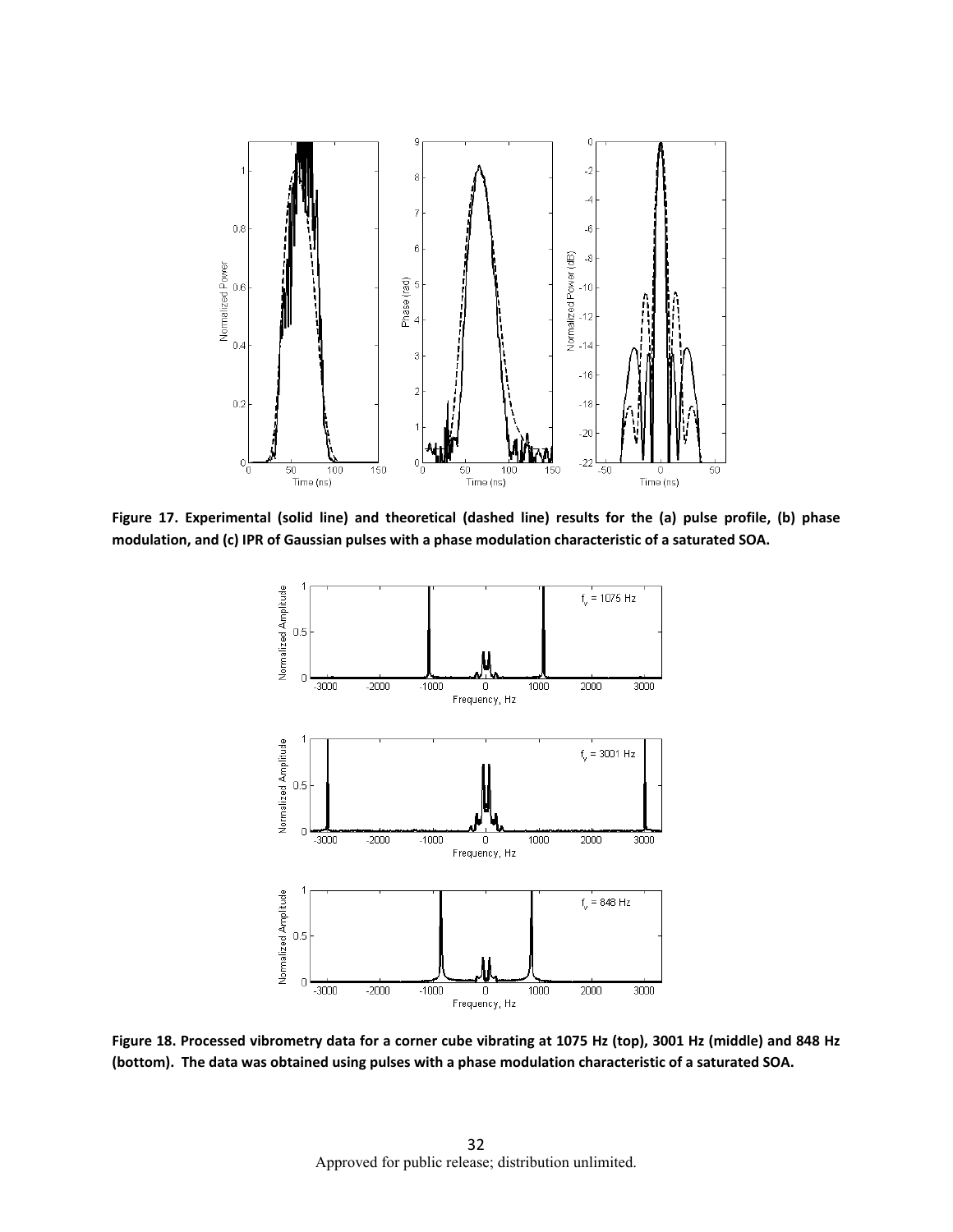**Figure 17. Experimental (solid line) and theoretical (dashed line) results for the (a) pulse profile, (b) phase modulation, and (c) IPR of Gaussian pulses with a phase modulation characteristic of a saturated SOA.**

**Figure 18. Processed vibrometry data for a corner cube vibrating at 1075 Hz (top), 3001 Hz (middle) and 848 Hz (bottom). The data was obtained using pulses with a phase modulation characteristic of a saturated SOA.**

Approved for public release; distribution unlimited.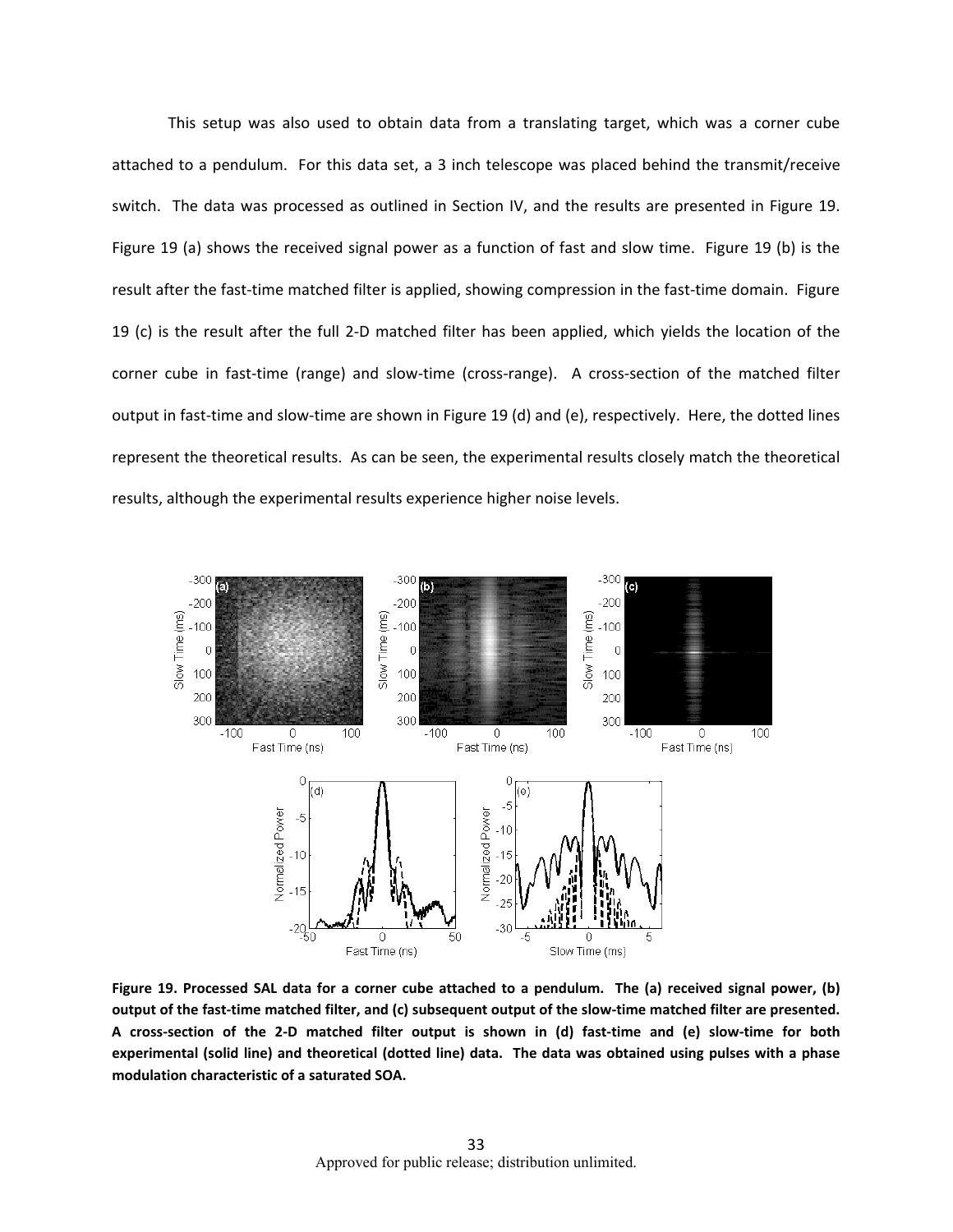This setup was also used to obtain data from a translating target, which was a corner cube attached to a pendulum. For this data set, a 3 inch telescope was placed behind the transmit/receive switch. The data was processed as outlined in Section IV, and the results are presented in Figure 19. Figure 19 (a) shows the received signal power as a function of fast and slow time. Figure 19 (b) is the result after the fast-time matched filter is applied, showing compression in the fast-time domain. Figure 19 (c) is the result after the full 2-D matched filter has been applied, which yields the location of the corner cube in fast-time (range) and slow-time (cross-range). A cross-section of the matched filter output in fast-time and slow-time are shown in Figure 19 (d) and (e), respectively. Here, the dotted lines represent the theoretical results. As can be seen, the experimental results closely match the theoretical results, although the experimental results experience higher noise levels.

**Figure 19. Processed SAL data for a corner cube attached to a pendulum. The (a) received signal power, (b) output of the fast-time matched filter, and (c) subsequent output of the slow-time matched filter are presented. A cross-section of the 2-D matched filter output is shown in (d) fast-time and (e) slow-time for both experimental (solid line) and theoretical (dotted line) data. The data was obtained using pulses with a phase modulation characteristic of a saturated SOA.**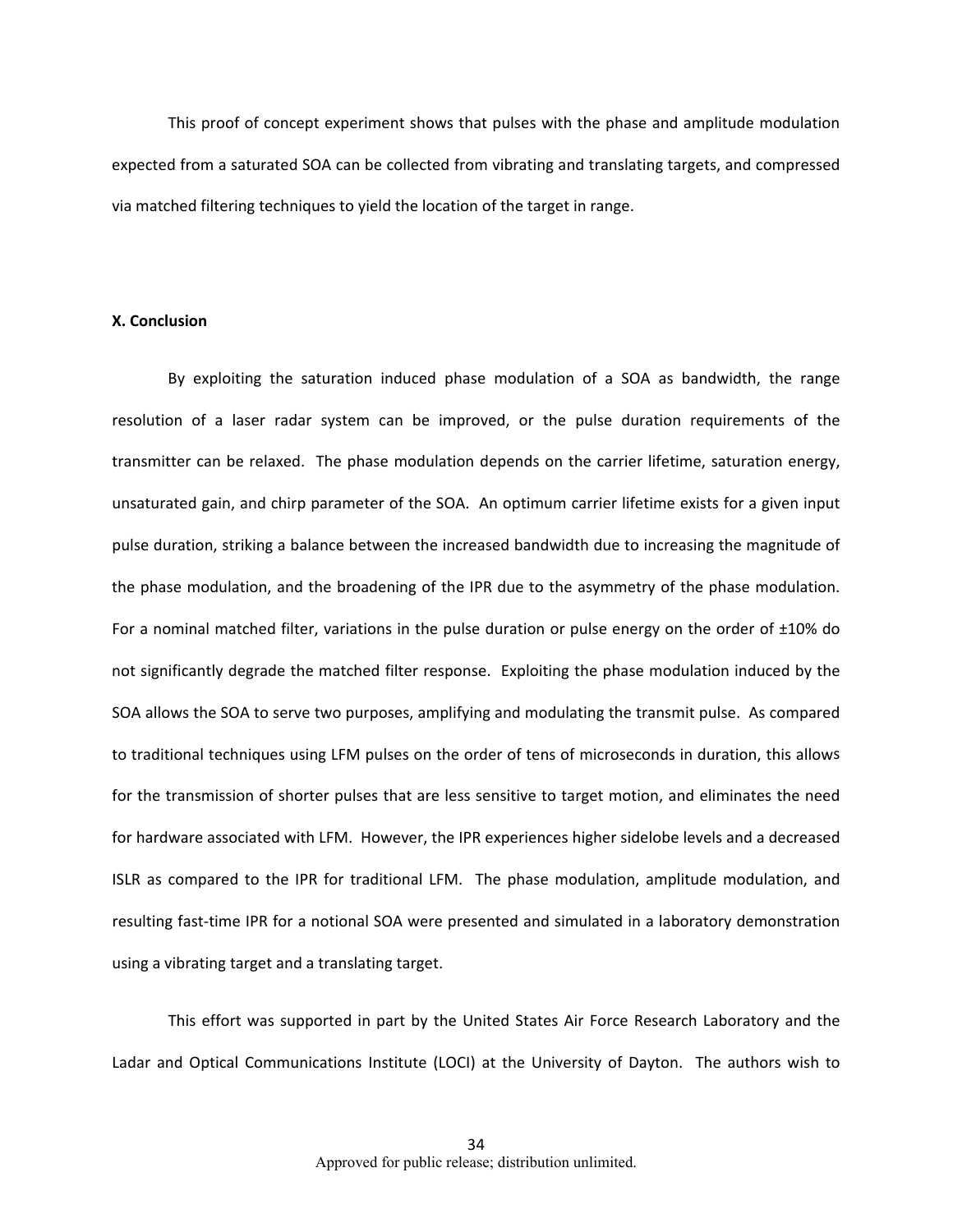This proof of concept experiment shows that pulses with the phase and amplitude modulation expected from a saturated SOA can be collected from vibrating and translating targets, and compressed via matched filtering techniques to yield the location of the target in range.

**X. Conclusion**

By exploiting the saturation induced phase modulation of a SOA as bandwidth, the range resolution of a laser radar system can be improved, or the pulse duration requirements of the transmitter can be relaxed. The phase modulation depends on the carrier lifetime, saturation energy, unsaturated gain, and chirp parameter of the SOA. An optimum carrier lifetime exists for a given input pulse duration, striking a balance between the increased bandwidth due to increasing the magnitude of the phase modulation, and the broadening of the IPR due to the asymmetry of the phase modulation. For a nominal matched filter, variations in the pulse duration or pulse energy on the order of ±10% do not significantly degrade the matched filter response. Exploiting the phase modulation induced by the SOA allows the SOA to serve two purposes, amplifying and modulating the transmit pulse. As compared to traditional techniques using LFM pulses on the order of tens of microseconds in duration, this allows for the transmission of shorter pulses that are less sensitive to target motion, and eliminates the need for hardware associated with LFM. However, the IPR experiences higher sidelobe levels and a decreased ISLR as compared to the IPR for traditional LFM. The phase modulation, amplitude modulation, and resulting fast-time IPR for a notional SOA were presented and simulated in a laboratory demonstration using a vibrating target and a translating target.

This effort was supported in part by the United States Air Force Research Laboratory and the Ladar and Optical Communications Institute (LOCI) at the University of Dayton. The authors wish to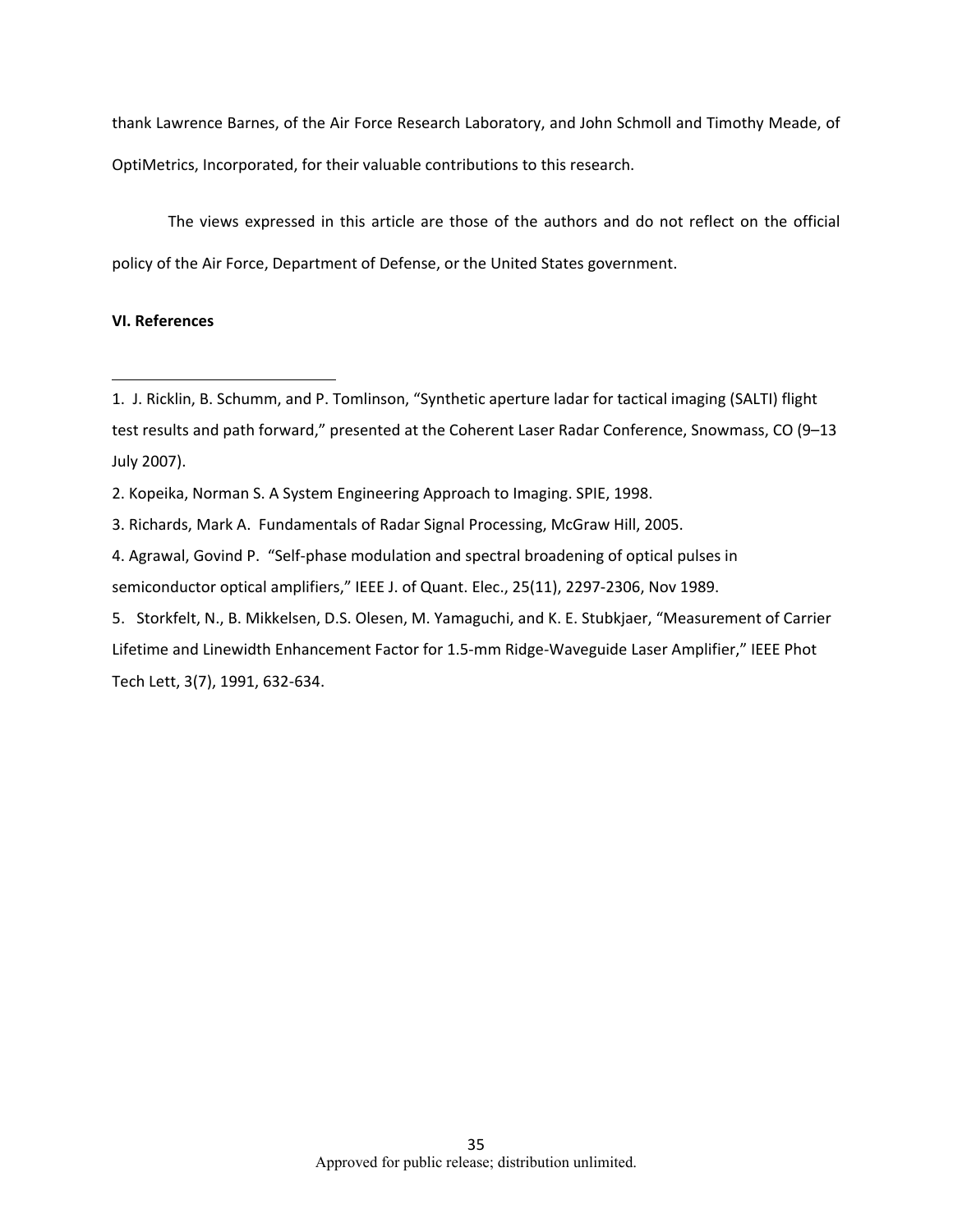thank Lawrence Barnes, of the Air Force Research Laboratory, and John Schmoll and Timothy Meade, of OptiMetrics, Incorporated, for their valuable contributions to this research.

The views expressed in this article are those of the authors and do not reflect on the official policy of the Air Force, Department of Defense, or the United States government.

**VI. References**

1. J. Ricklin, B. Schumm, and P. Tomlinson, "Synthetic aperture ladar for tactical imaging (SALTI) flight test results and path forward," presented at the Coherent Laser Radar Conference, Snowmass, CO (9–13 July 2007).

2. Kopeika, Norman S. A System Engineering Approach to Imaging. SPIE, 1998.

3. Richards, Mark A. Fundamentals of Radar Signal Processing, McGraw Hill, 2005.

4. Agrawal, Govind P. "Self-phase modulation and spectral broadening of optical pulses in semiconductor optical amplifiers," IEEE J. of Quant. Elec., 25(11), 2297-2306, Nov 1989.

5. Storkfelt, N., B. Mikkelsen, D.S. Olesen, M. Yamaguchi, and K. E. Stubkjaer, "Measurement of Carrier Lifetime and Linewidth Enhancement Factor for 1.5-mm Ridge-Waveguide Laser Amplifier," IEEE Phot Tech Lett, 3(7), 1991, 632-634.

Approved for public release; distribution unlimited.